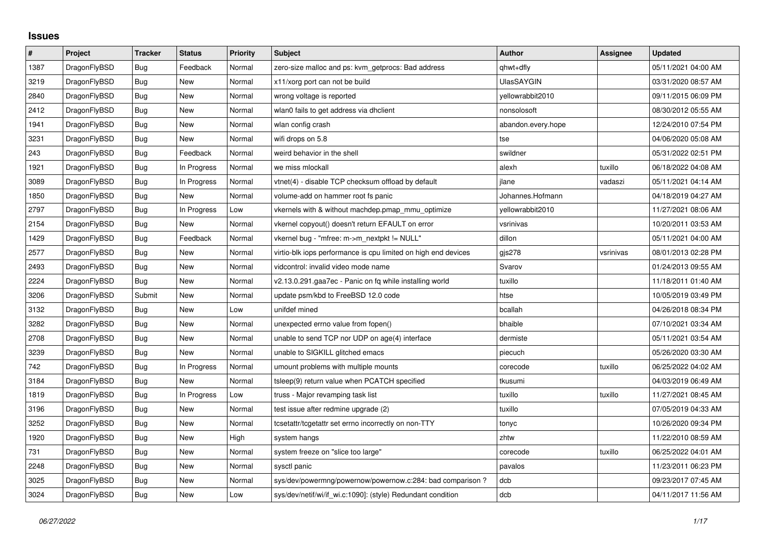## Issues

| # | Project | Tracker | Status | Priority | Subject | Author | Assignee | Updated |
|---|---|---|---|---|---|---|---|---|
| 1387 | DragonFlyBSD | Bug | Feedback | Normal | zero-size malloc and ps: kvm_getprocs: Bad address | qhwt+dfly | | 05/11/2021 04:00 AM |
| 3219 | DragonFlyBSD | Bug | New | Normal | x11/xorg port can not be build | UlasSAYGIN | | 03/31/2020 08:57 AM |
| 2840 | DragonFlyBSD | Bug | New | Normal | wrong voltage is reported | yellowrabbit2010 | | 09/11/2015 06:09 PM |
| 2412 | DragonFlyBSD | Bug | New | Normal | wlan0 fails to get address via dhclient | nonsolosoft | | 08/30/2012 05:55 AM |
| 1941 | DragonFlyBSD | Bug | New | Normal | wlan config crash | abandon.every.hope | | 12/24/2010 07:54 PM |
| 3231 | DragonFlyBSD | Bug | New | Normal | wifi drops on 5.8 | tse | | 04/06/2020 05:08 AM |
| 243 | DragonFlyBSD | Bug | Feedback | Normal | weird behavior in the shell | swildner | | 05/31/2022 02:51 PM |
| 1921 | DragonFlyBSD | Bug | In Progress | Normal | we miss mlockall | alexh | tuxillo | 06/18/2022 04:08 AM |
| 3089 | DragonFlyBSD | Bug | In Progress | Normal | vtnet(4) - disable TCP checksum offload by default | jlane | vadaszi | 05/11/2021 04:14 AM |
| 1850 | DragonFlyBSD | Bug | New | Normal | volume-add on hammer root fs panic | Johannes.Hofmann | | 04/18/2019 04:27 AM |
| 2797 | DragonFlyBSD | Bug | In Progress | Low | vkernels with & without machdep.pmap_mmu_optimize | yellowrabbit2010 | | 11/27/2021 08:06 AM |
| 2154 | DragonFlyBSD | Bug | New | Normal | vkernel copyout() doesn't return EFAULT on error | vsrinivas | | 10/20/2011 03:53 AM |
| 1429 | DragonFlyBSD | Bug | Feedback | Normal | vkernel bug - "mfree: m->m_nextpkt != NULL" | dillon | | 05/11/2021 04:00 AM |
| 2577 | DragonFlyBSD | Bug | New | Normal | virtio-blk iops performance is cpu limited on high end devices | gjs278 | vsrinivas | 08/01/2013 02:28 PM |
| 2493 | DragonFlyBSD | Bug | New | Normal | vidcontrol: invalid video mode name | Svarov | | 01/24/2013 09:55 AM |
| 2224 | DragonFlyBSD | Bug | New | Normal | v2.13.0.291.gaa7ec - Panic on fq while installing world | tuxillo | | 11/18/2011 01:40 AM |
| 3206 | DragonFlyBSD | Submit | New | Normal | update psm/kbd to FreeBSD 12.0 code | htse | | 10/05/2019 03:49 PM |
| 3132 | DragonFlyBSD | Bug | New | Low | unifdef mined | bcallah | | 04/26/2018 08:34 PM |
| 3282 | DragonFlyBSD | Bug | New | Normal | unexpected errno value from fopen() | bhaible | | 07/10/2021 03:34 AM |
| 2708 | DragonFlyBSD | Bug | New | Normal | unable to send TCP nor UDP on age(4) interface | dermiste | | 05/11/2021 03:54 AM |
| 3239 | DragonFlyBSD | Bug | New | Normal | unable to SIGKILL glitched emacs | piecuch | | 05/26/2020 03:30 AM |
| 742 | DragonFlyBSD | Bug | In Progress | Normal | umount problems with multiple mounts | corecode | tuxillo | 06/25/2022 04:02 AM |
| 3184 | DragonFlyBSD | Bug | New | Normal | tsleep(9) return value when PCATCH specified | tkusumi | | 04/03/2019 06:49 AM |
| 1819 | DragonFlyBSD | Bug | In Progress | Low | truss - Major revamping task list | tuxillo | tuxillo | 11/27/2021 08:45 AM |
| 3196 | DragonFlyBSD | Bug | New | Normal | test issue after redmine upgrade (2) | tuxillo | | 07/05/2019 04:33 AM |
| 3252 | DragonFlyBSD | Bug | New | Normal | tcsetattr/tcgetattr set errno incorrectly on non-TTY | tonyc | | 10/26/2020 09:34 PM |
| 1920 | DragonFlyBSD | Bug | New | High | system hangs | zhtw | | 11/22/2010 08:59 AM |
| 731 | DragonFlyBSD | Bug | New | Normal | system freeze on "slice too large" | corecode | tuxillo | 06/25/2022 04:01 AM |
| 2248 | DragonFlyBSD | Bug | New | Normal | sysctl panic | pavalos | | 11/23/2011 06:23 PM |
| 3025 | DragonFlyBSD | Bug | New | Normal | sys/dev/powermng/powernow/powernow.c:284: bad comparison ? | dcb | | 09/23/2017 07:45 AM |
| 3024 | DragonFlyBSD | Bug | New | Low | sys/dev/netif/wi/if_wi.c:1090]: (style) Redundant condition | dcb | | 04/11/2017 11:56 AM |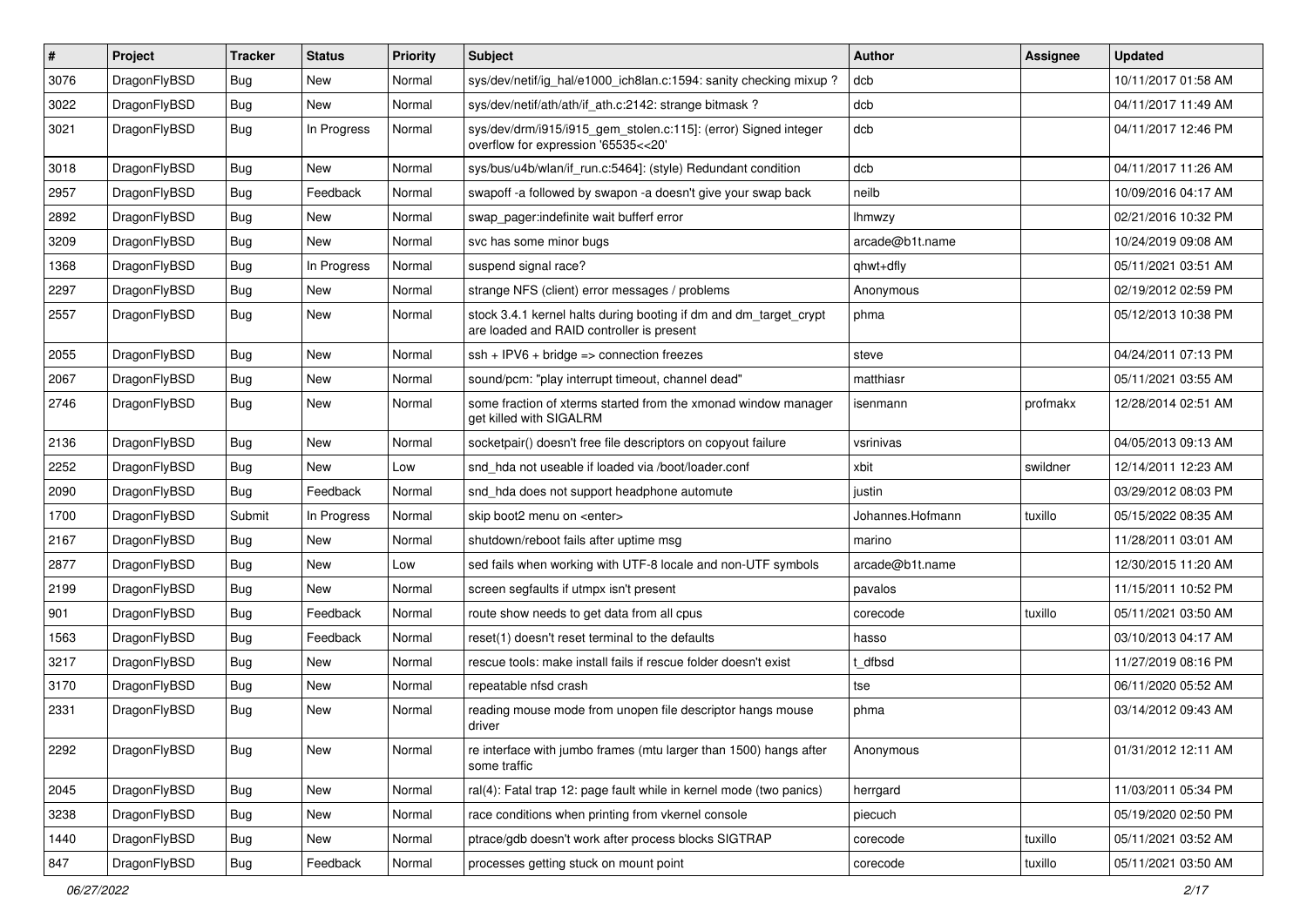| # | Project | Tracker | Status | Priority | Subject | Author | Assignee | Updated |
|---|---|---|---|---|---|---|---|---|
| 3076 | DragonFlyBSD | Bug | New | Normal | sys/dev/netif/ig_hal/e1000_ich8lan.c:1594: sanity checking mixup ? | dcb | | 10/11/2017 01:58 AM |
| 3022 | DragonFlyBSD | Bug | New | Normal | sys/dev/netif/ath/ath/if_ath.c:2142: strange bitmask ? | dcb | | 04/11/2017 11:49 AM |
| 3021 | DragonFlyBSD | Bug | In Progress | Normal | sys/dev/drm/i915/i915_gem_stolen.c:115]: (error) Signed integer overflow for expression '65535<<20' | dcb | | 04/11/2017 12:46 PM |
| 3018 | DragonFlyBSD | Bug | New | Normal | sys/bus/u4b/wlan/if_run.c:5464]: (style) Redundant condition | dcb | | 04/11/2017 11:26 AM |
| 2957 | DragonFlyBSD | Bug | Feedback | Normal | swapoff -a followed by swapon -a doesn't give your swap back | neilb | | 10/09/2016 04:17 AM |
| 2892 | DragonFlyBSD | Bug | New | Normal | swap_pager:indefinite wait bufferf error | lhmwzy | | 02/21/2016 10:32 PM |
| 3209 | DragonFlyBSD | Bug | New | Normal | svc has some minor bugs | arcade@b1t.name | | 10/24/2019 09:08 AM |
| 1368 | DragonFlyBSD | Bug | In Progress | Normal | suspend signal race? | qhwt+dfly | | 05/11/2021 03:51 AM |
| 2297 | DragonFlyBSD | Bug | New | Normal | strange NFS (client) error messages / problems | Anonymous | | 02/19/2012 02:59 PM |
| 2557 | DragonFlyBSD | Bug | New | Normal | stock 3.4.1 kernel halts during booting if dm and dm_target_crypt are loaded and RAID controller is present | phma | | 05/12/2013 10:38 PM |
| 2055 | DragonFlyBSD | Bug | New | Normal | ssh + IPV6 + bridge => connection freezes | steve | | 04/24/2011 07:13 PM |
| 2067 | DragonFlyBSD | Bug | New | Normal | sound/pcm: "play interrupt timeout, channel dead" | matthiasr | | 05/11/2021 03:55 AM |
| 2746 | DragonFlyBSD | Bug | New | Normal | some fraction of xterms started from the xmonad window manager get killed with SIGALRM | isenmann | profmakx | 12/28/2014 02:51 AM |
| 2136 | DragonFlyBSD | Bug | New | Normal | socketpair() doesn't free file descriptors on copyout failure | vsrinivas | | 04/05/2013 09:13 AM |
| 2252 | DragonFlyBSD | Bug | New | Low | snd_hda not useable if loaded via /boot/loader.conf | xbit | swildner | 12/14/2011 12:23 AM |
| 2090 | DragonFlyBSD | Bug | Feedback | Normal | snd_hda does not support headphone automute | justin | | 03/29/2012 08:03 PM |
| 1700 | DragonFlyBSD | Submit | In Progress | Normal | skip boot2 menu on <enter> | Johannes.Hofmann | tuxillo | 05/15/2022 08:35 AM |
| 2167 | DragonFlyBSD | Bug | New | Normal | shutdown/reboot fails after uptime msg | marino | | 11/28/2011 03:01 AM |
| 2877 | DragonFlyBSD | Bug | New | Low | sed fails when working with UTF-8 locale and non-UTF symbols | arcade@b1t.name | | 12/30/2015 11:20 AM |
| 2199 | DragonFlyBSD | Bug | New | Normal | screen segfaults if utmpx isn't present | pavalos | | 11/15/2011 10:52 PM |
| 901 | DragonFlyBSD | Bug | Feedback | Normal | route show needs to get data from all cpus | corecode | tuxillo | 05/11/2021 03:50 AM |
| 1563 | DragonFlyBSD | Bug | Feedback | Normal | reset(1) doesn't reset terminal to the defaults | hasso | | 03/10/2013 04:17 AM |
| 3217 | DragonFlyBSD | Bug | New | Normal | rescue tools: make install fails if rescue folder doesn't exist | t_dfbsd | | 11/27/2019 08:16 PM |
| 3170 | DragonFlyBSD | Bug | New | Normal | repeatable nfsd crash | tse | | 06/11/2020 05:52 AM |
| 2331 | DragonFlyBSD | Bug | New | Normal | reading mouse mode from unopen file descriptor hangs mouse driver | phma | | 03/14/2012 09:43 AM |
| 2292 | DragonFlyBSD | Bug | New | Normal | re interface with jumbo frames (mtu larger than 1500) hangs after some traffic | Anonymous | | 01/31/2012 12:11 AM |
| 2045 | DragonFlyBSD | Bug | New | Normal | ral(4): Fatal trap 12: page fault while in kernel mode (two panics) | herrgard | | 11/03/2011 05:34 PM |
| 3238 | DragonFlyBSD | Bug | New | Normal | race conditions when printing from vkernel console | piecuch | | 05/19/2020 02:50 PM |
| 1440 | DragonFlyBSD | Bug | New | Normal | ptrace/gdb doesn't work after process blocks SIGTRAP | corecode | tuxillo | 05/11/2021 03:52 AM |
| 847 | DragonFlyBSD | Bug | Feedback | Normal | processes getting stuck on mount point | corecode | tuxillo | 05/11/2021 03:50 AM |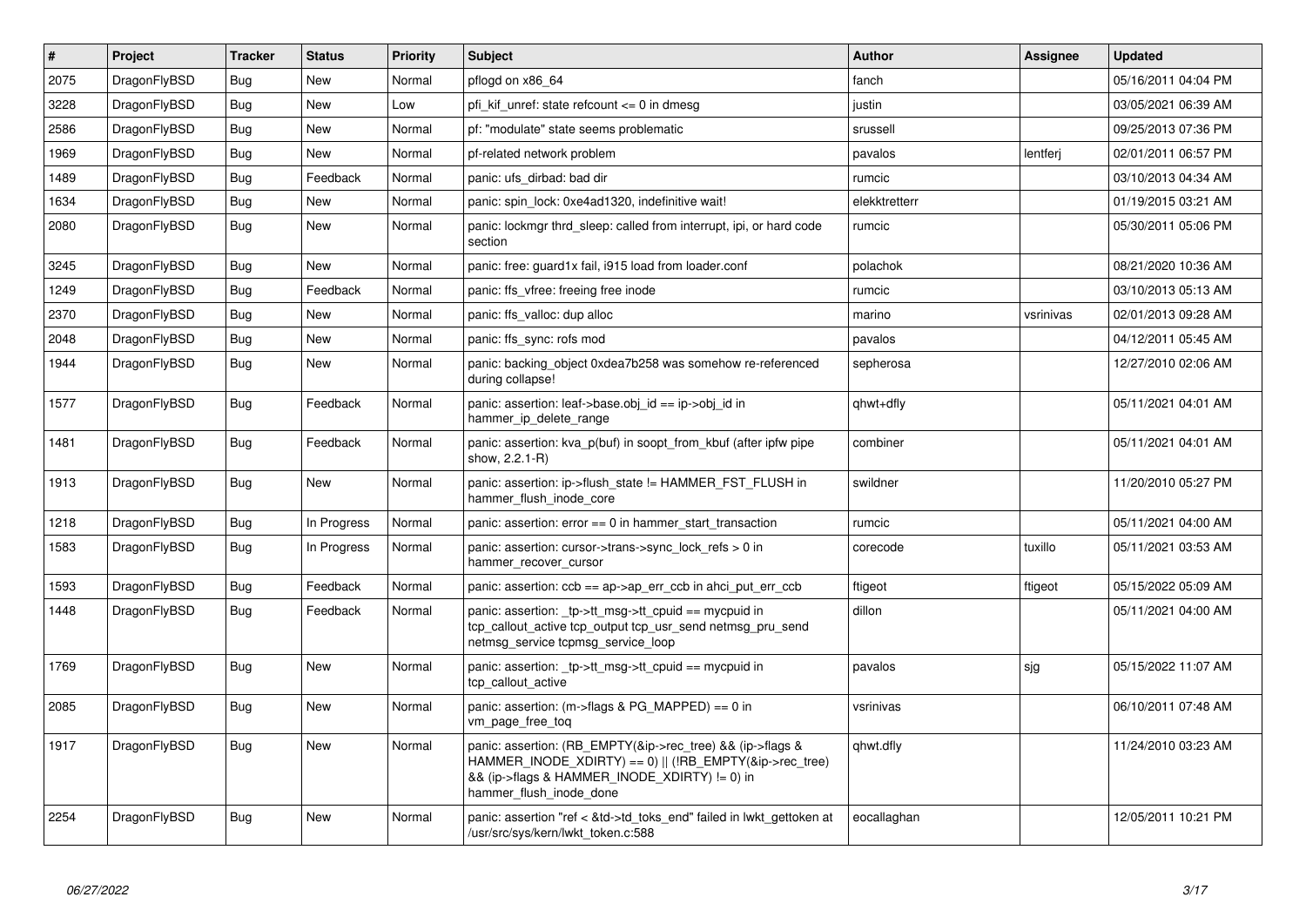| # | Project | Tracker | Status | Priority | Subject | Author | Assignee | Updated |
|---|---|---|---|---|---|---|---|---|
| 2075 | DragonFlyBSD | Bug | New | Normal | pflogd on x86_64 | fanch | | 05/16/2011 04:04 PM |
| 3228 | DragonFlyBSD | Bug | New | Low | pfi_kif_unref: state refcount <= 0 in dmesg | justin | | 03/05/2021 06:39 AM |
| 2586 | DragonFlyBSD | Bug | New | Normal | pf: "modulate" state seems problematic | srussell | | 09/25/2013 07:36 PM |
| 1969 | DragonFlyBSD | Bug | New | Normal | pf-related network problem | pavalos | lentferj | 02/01/2011 06:57 PM |
| 1489 | DragonFlyBSD | Bug | Feedback | Normal | panic: ufs_dirbad: bad dir | rumcic | | 03/10/2013 04:34 AM |
| 1634 | DragonFlyBSD | Bug | New | Normal | panic: spin_lock: 0xe4ad1320, indefinitive wait! | elekktretterr | | 01/19/2015 03:21 AM |
| 2080 | DragonFlyBSD | Bug | New | Normal | panic: lockmgr thrd_sleep: called from interrupt, ipi, or hard code section | rumcic | | 05/30/2011 05:06 PM |
| 3245 | DragonFlyBSD | Bug | New | Normal | panic: free: guard1x fail, i915 load from loader.conf | polachok | | 08/21/2020 10:36 AM |
| 1249 | DragonFlyBSD | Bug | Feedback | Normal | panic: ffs_vfree: freeing free inode | rumcic | | 03/10/2013 05:13 AM |
| 2370 | DragonFlyBSD | Bug | New | Normal | panic: ffs_valloc: dup alloc | marino | vsrinivas | 02/01/2013 09:28 AM |
| 2048 | DragonFlyBSD | Bug | New | Normal | panic: ffs_sync: rofs mod | pavalos | | 04/12/2011 05:45 AM |
| 1944 | DragonFlyBSD | Bug | New | Normal | panic: backing_object 0xdea7b258 was somehow re-referenced during collapse! | sepherosa | | 12/27/2010 02:06 AM |
| 1577 | DragonFlyBSD | Bug | Feedback | Normal | panic: assertion: leaf->base.obj_id == ip->obj_id in hammer_ip_delete_range | qhwt+dfly | | 05/11/2021 04:01 AM |
| 1481 | DragonFlyBSD | Bug | Feedback | Normal | panic: assertion: kva_p(buf) in soopt_from_kbuf (after ipfw pipe show, 2.2.1-R) | combiner | | 05/11/2021 04:01 AM |
| 1913 | DragonFlyBSD | Bug | New | Normal | panic: assertion: ip->flush_state != HAMMER_FST_FLUSH in hammer_flush_inode_core | swildner | | 11/20/2010 05:27 PM |
| 1218 | DragonFlyBSD | Bug | In Progress | Normal | panic: assertion: error == 0 in hammer_start_transaction | rumcic | | 05/11/2021 04:00 AM |
| 1583 | DragonFlyBSD | Bug | In Progress | Normal | panic: assertion: cursor->trans->sync_lock_refs > 0 in hammer_recover_cursor | corecode | tuxillo | 05/11/2021 03:53 AM |
| 1593 | DragonFlyBSD | Bug | Feedback | Normal | panic: assertion: ccb == ap->ap_err_ccb in ahci_put_err_ccb | ftigeot | ftigeot | 05/15/2022 05:09 AM |
| 1448 | DragonFlyBSD | Bug | Feedback | Normal | panic: assertion: _tp->tt_msg->tt_cpuid == mycpuid in tcp_callout_active tcp_output tcp_usr_send netmsg_pru_send netmsg_service tcpmsg_service_loop | dillon | | 05/11/2021 04:00 AM |
| 1769 | DragonFlyBSD | Bug | New | Normal | panic: assertion: _tp->tt_msg->tt_cpuid == mycpuid in tcp_callout_active | pavalos | sjg | 05/15/2022 11:07 AM |
| 2085 | DragonFlyBSD | Bug | New | Normal | panic: assertion: (m->flags & PG_MAPPED) == 0 in vm_page_free_toq | vsrinivas | | 06/10/2011 07:48 AM |
| 1917 | DragonFlyBSD | Bug | New | Normal | panic: assertion: (RB_EMPTY(&ip->rec_tree) && (ip->flags & HAMMER_INODE_XDIRTY) == 0) \|\| (!RB_EMPTY(&ip->rec_tree) && (ip->flags & HAMMER_INODE_XDIRTY) != 0) in hammer_flush_inode_done | qhwt.dfly | | 11/24/2010 03:23 AM |
| 2254 | DragonFlyBSD | Bug | New | Normal | panic: assertion "ref < &td->td_toks_end" failed in lwkt_gettoken at /usr/src/sys/kern/lwkt_token.c:588 | eocallaghan | | 12/05/2011 10:21 PM |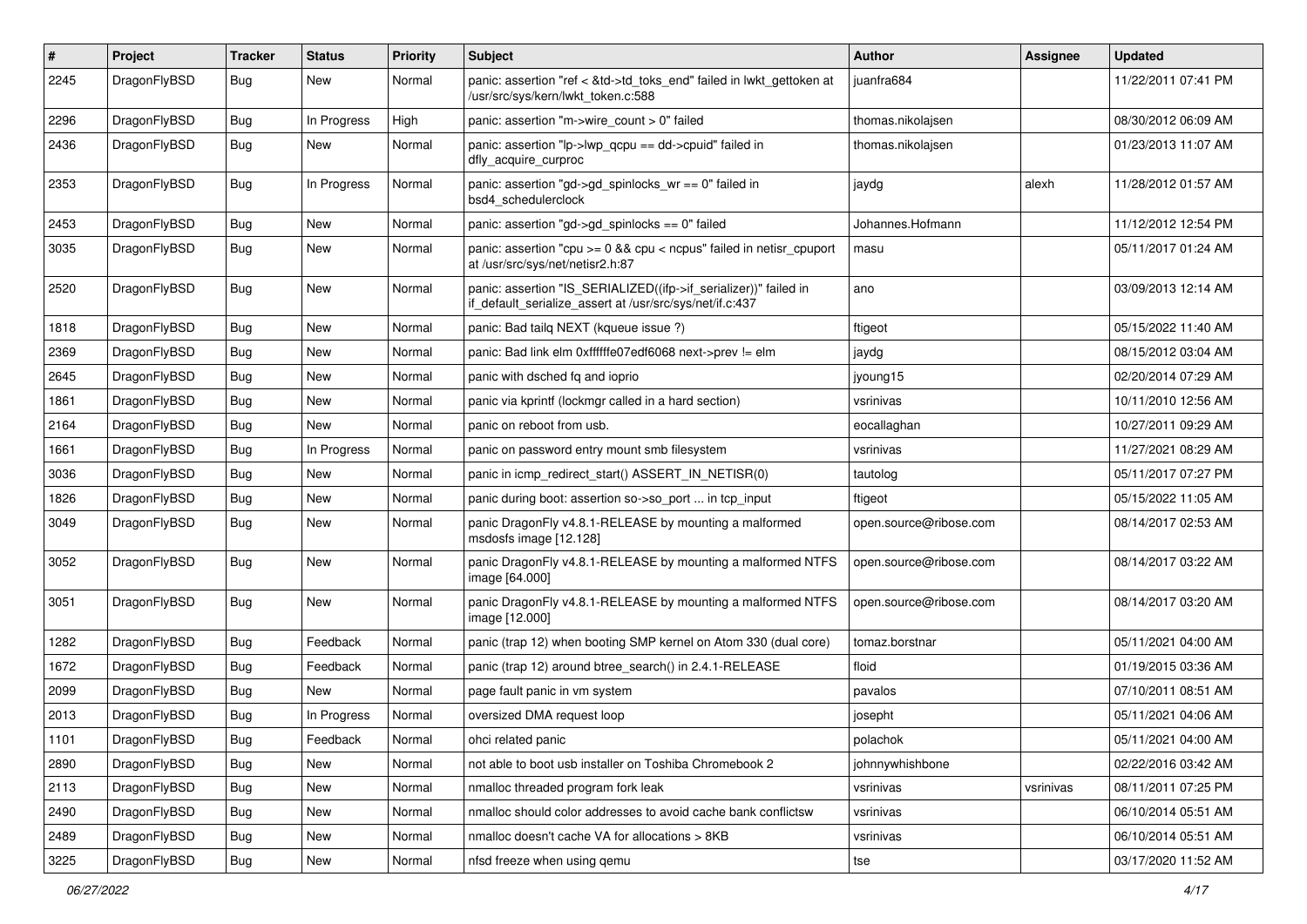| # | Project | Tracker | Status | Priority | Subject | Author | Assignee | Updated |
|---|---|---|---|---|---|---|---|---|
| 2245 | DragonFlyBSD | Bug | New | Normal | panic: assertion "ref < &td->td_toks_end" failed in lwkt_gettoken at /usr/src/sys/kern/lwkt_token.c:588 | juanfra684 | | 11/22/2011 07:41 PM |
| 2296 | DragonFlyBSD | Bug | In Progress | High | panic: assertion "m->wire_count > 0" failed | thomas.nikolajsen | | 08/30/2012 06:09 AM |
| 2436 | DragonFlyBSD | Bug | New | Normal | panic: assertion "lp->lwp_qcpu == dd->cpuid" failed in dfly_acquire_curproc | thomas.nikolajsen | | 01/23/2013 11:07 AM |
| 2353 | DragonFlyBSD | Bug | In Progress | Normal | panic: assertion "gd->gd_spinlocks_wr == 0" failed in bsd4_schedulerclock | jaydg | alexh | 11/28/2012 01:57 AM |
| 2453 | DragonFlyBSD | Bug | New | Normal | panic: assertion "gd->gd_spinlocks == 0" failed | Johannes.Hofmann | | 11/12/2012 12:54 PM |
| 3035 | DragonFlyBSD | Bug | New | Normal | panic: assertion "cpu >= 0 && cpu < ncpus" failed in netisr_cpuport at /usr/src/sys/net/netisr2.h:87 | masu | | 05/11/2017 01:24 AM |
| 2520 | DragonFlyBSD | Bug | New | Normal | panic: assertion "IS_SERIALIZED((ifp->if_serializer))" failed in if_default_serialize_assert at /usr/src/sys/net/if.c:437 | ano | | 03/09/2013 12:14 AM |
| 1818 | DragonFlyBSD | Bug | New | Normal | panic: Bad tailq NEXT (kqueue issue ?) | ftigeot | | 05/15/2022 11:40 AM |
| 2369 | DragonFlyBSD | Bug | New | Normal | panic: Bad link elm 0xffffffe07edf6068 next->prev != elm | jaydg | | 08/15/2012 03:04 AM |
| 2645 | DragonFlyBSD | Bug | New | Normal | panic with dsched fq and ioprio | jyoung15 | | 02/20/2014 07:29 AM |
| 1861 | DragonFlyBSD | Bug | New | Normal | panic via kprintf (lockmgr called in a hard section) | vsrinivas | | 10/11/2010 12:56 AM |
| 2164 | DragonFlyBSD | Bug | New | Normal | panic on reboot from usb. | eocallaghan | | 10/27/2011 09:29 AM |
| 1661 | DragonFlyBSD | Bug | In Progress | Normal | panic on password entry mount smb filesystem | vsrinivas | | 11/27/2021 08:29 AM |
| 3036 | DragonFlyBSD | Bug | New | Normal | panic in icmp_redirect_start() ASSERT_IN_NETISR(0) | tautolog | | 05/11/2017 07:27 PM |
| 1826 | DragonFlyBSD | Bug | New | Normal | panic during boot: assertion so->so_port ... in tcp_input | ftigeot | | 05/15/2022 11:05 AM |
| 3049 | DragonFlyBSD | Bug | New | Normal | panic DragonFly v4.8.1-RELEASE by mounting a malformed msdosfs image [12.128] | open.source@ribose.com | | 08/14/2017 02:53 AM |
| 3052 | DragonFlyBSD | Bug | New | Normal | panic DragonFly v4.8.1-RELEASE by mounting a malformed NTFS image [64.000] | open.source@ribose.com | | 08/14/2017 03:22 AM |
| 3051 | DragonFlyBSD | Bug | New | Normal | panic DragonFly v4.8.1-RELEASE by mounting a malformed NTFS image [12.000] | open.source@ribose.com | | 08/14/2017 03:20 AM |
| 1282 | DragonFlyBSD | Bug | Feedback | Normal | panic (trap 12) when booting SMP kernel on Atom 330 (dual core) | tomaz.borstnar | | 05/11/2021 04:00 AM |
| 1672 | DragonFlyBSD | Bug | Feedback | Normal | panic (trap 12) around btree_search() in 2.4.1-RELEASE | floid | | 01/19/2015 03:36 AM |
| 2099 | DragonFlyBSD | Bug | New | Normal | page fault panic in vm system | pavalos | | 07/10/2011 08:51 AM |
| 2013 | DragonFlyBSD | Bug | In Progress | Normal | oversized DMA request loop | josepht | | 05/11/2021 04:06 AM |
| 1101 | DragonFlyBSD | Bug | Feedback | Normal | ohci related panic | polachok | | 05/11/2021 04:00 AM |
| 2890 | DragonFlyBSD | Bug | New | Normal | not able to boot usb installer on Toshiba Chromebook 2 | johnnywhishbone | | 02/22/2016 03:42 AM |
| 2113 | DragonFlyBSD | Bug | New | Normal | nmalloc threaded program fork leak | vsrinivas | vsrinivas | 08/11/2011 07:25 PM |
| 2490 | DragonFlyBSD | Bug | New | Normal | nmalloc should color addresses to avoid cache bank conflictsw | vsrinivas | | 06/10/2014 05:51 AM |
| 2489 | DragonFlyBSD | Bug | New | Normal | nmalloc doesn't cache VA for allocations > 8KB | vsrinivas | | 06/10/2014 05:51 AM |
| 3225 | DragonFlyBSD | Bug | New | Normal | nfsd freeze when using qemu | tse | | 03/17/2020 11:52 AM |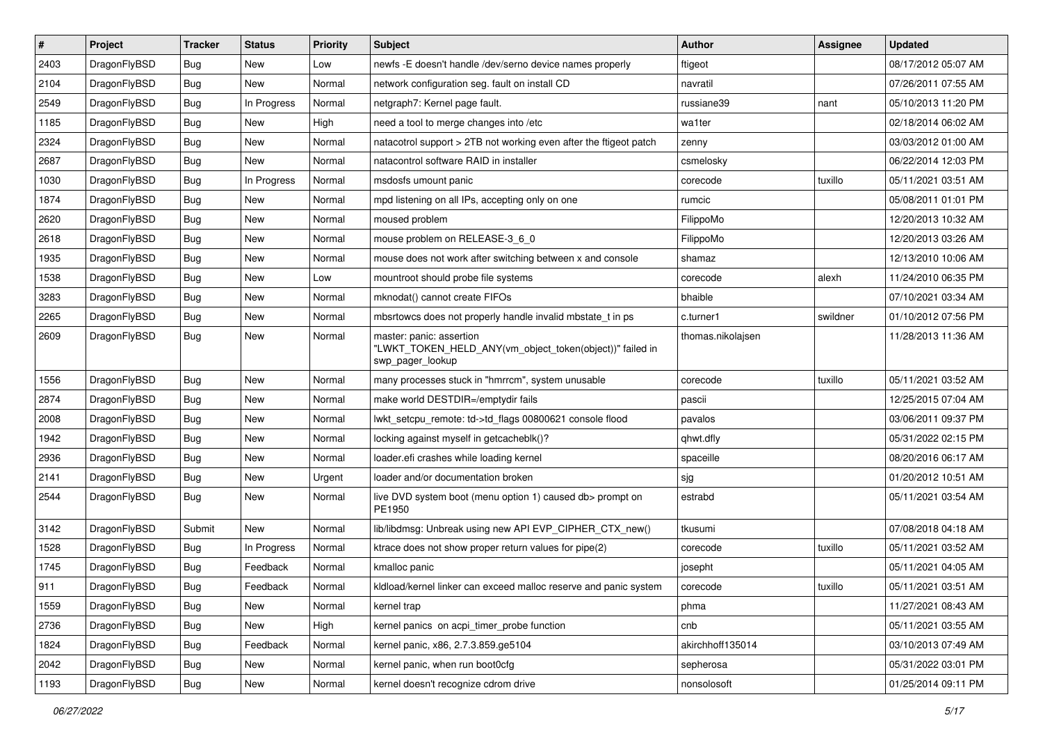| # | Project | Tracker | Status | Priority | Subject | Author | Assignee | Updated |
|---|---|---|---|---|---|---|---|---|
| 2403 | DragonFlyBSD | Bug | New | Low | newfs -E doesn't handle /dev/serno device names properly | ftigeot | | 08/17/2012 05:07 AM |
| 2104 | DragonFlyBSD | Bug | New | Normal | network configuration seg. fault on install CD | navratil | | 07/26/2011 07:55 AM |
| 2549 | DragonFlyBSD | Bug | In Progress | Normal | netgraph7: Kernel page fault. | russiane39 | nant | 05/10/2013 11:20 PM |
| 1185 | DragonFlyBSD | Bug | New | High | need a tool to merge changes into /etc | wa1ter | | 02/18/2014 06:02 AM |
| 2324 | DragonFlyBSD | Bug | New | Normal | natacotrol support > 2TB not working even after the ftigeot patch | zenny | | 03/03/2012 01:00 AM |
| 2687 | DragonFlyBSD | Bug | New | Normal | natacontrol software RAID in installer | csmelosky | | 06/22/2014 12:03 PM |
| 1030 | DragonFlyBSD | Bug | In Progress | Normal | msdosfs umount panic | corecode | tuxillo | 05/11/2021 03:51 AM |
| 1874 | DragonFlyBSD | Bug | New | Normal | mpd listening on all IPs, accepting only on one | rumcic | | 05/08/2011 01:01 PM |
| 2620 | DragonFlyBSD | Bug | New | Normal | moused problem | FilippoMo | | 12/20/2013 10:32 AM |
| 2618 | DragonFlyBSD | Bug | New | Normal | mouse problem on RELEASE-3_6_0 | FilippoMo | | 12/20/2013 03:26 AM |
| 1935 | DragonFlyBSD | Bug | New | Normal | mouse does not work after switching between x and console | shamaz | | 12/13/2010 10:06 AM |
| 1538 | DragonFlyBSD | Bug | New | Low | mountroot should probe file systems | corecode | alexh | 11/24/2010 06:35 PM |
| 3283 | DragonFlyBSD | Bug | New | Normal | mknodat() cannot create FIFOs | bhaible | | 07/10/2021 03:34 AM |
| 2265 | DragonFlyBSD | Bug | New | Normal | mbsrtowcs does not properly handle invalid mbstate_t in ps | c.turner1 | swildner | 01/10/2012 07:56 PM |
| 2609 | DragonFlyBSD | Bug | New | Normal | master: panic: assertion "LWKT_TOKEN_HELD_ANY(vm_object_token(object))" failed in swp_pager_lookup | thomas.nikolajsen | | 11/28/2013 11:36 AM |
| 1556 | DragonFlyBSD | Bug | New | Normal | many processes stuck in "hmrrcm", system unusable | corecode | tuxillo | 05/11/2021 03:52 AM |
| 2874 | DragonFlyBSD | Bug | New | Normal | make world DESTDIR=/emptydir fails | pascii | | 12/25/2015 07:04 AM |
| 2008 | DragonFlyBSD | Bug | New | Normal | lwkt_setcpu_remote: td->td_flags 00800621 console flood | pavalos | | 03/06/2011 09:37 PM |
| 1942 | DragonFlyBSD | Bug | New | Normal | locking against myself in getcacheblk()? | qhwt.dfly | | 05/31/2022 02:15 PM |
| 2936 | DragonFlyBSD | Bug | New | Normal | loader.efi crashes while loading kernel | spaceille | | 08/20/2016 06:17 AM |
| 2141 | DragonFlyBSD | Bug | New | Urgent | loader and/or documentation broken | sjg | | 01/20/2012 10:51 AM |
| 2544 | DragonFlyBSD | Bug | New | Normal | live DVD system boot (menu option 1) caused db> prompt on PE1950 | estrabd | | 05/11/2021 03:54 AM |
| 3142 | DragonFlyBSD | Submit | New | Normal | lib/libdmsg: Unbreak using new API EVP_CIPHER_CTX_new() | tkusumi | | 07/08/2018 04:18 AM |
| 1528 | DragonFlyBSD | Bug | In Progress | Normal | ktrace does not show proper return values for pipe(2) | corecode | tuxillo | 05/11/2021 03:52 AM |
| 1745 | DragonFlyBSD | Bug | Feedback | Normal | kmalloc panic | josepht | | 05/11/2021 04:05 AM |
| 911 | DragonFlyBSD | Bug | Feedback | Normal | kldload/kernel linker can exceed malloc reserve and panic system | corecode | tuxillo | 05/11/2021 03:51 AM |
| 1559 | DragonFlyBSD | Bug | New | Normal | kernel trap | phma | | 11/27/2021 08:43 AM |
| 2736 | DragonFlyBSD | Bug | New | High | kernel panics on acpi_timer_probe function | cnb | | 05/11/2021 03:55 AM |
| 1824 | DragonFlyBSD | Bug | Feedback | Normal | kernel panic, x86, 2.7.3.859.ge5104 | akirchhoff135014 | | 03/10/2013 07:49 AM |
| 2042 | DragonFlyBSD | Bug | New | Normal | kernel panic, when run boot0cfg | sepherosa | | 05/31/2022 03:01 PM |
| 1193 | DragonFlyBSD | Bug | New | Normal | kernel doesn't recognize cdrom drive | nonsolosoft | | 01/25/2014 09:11 PM |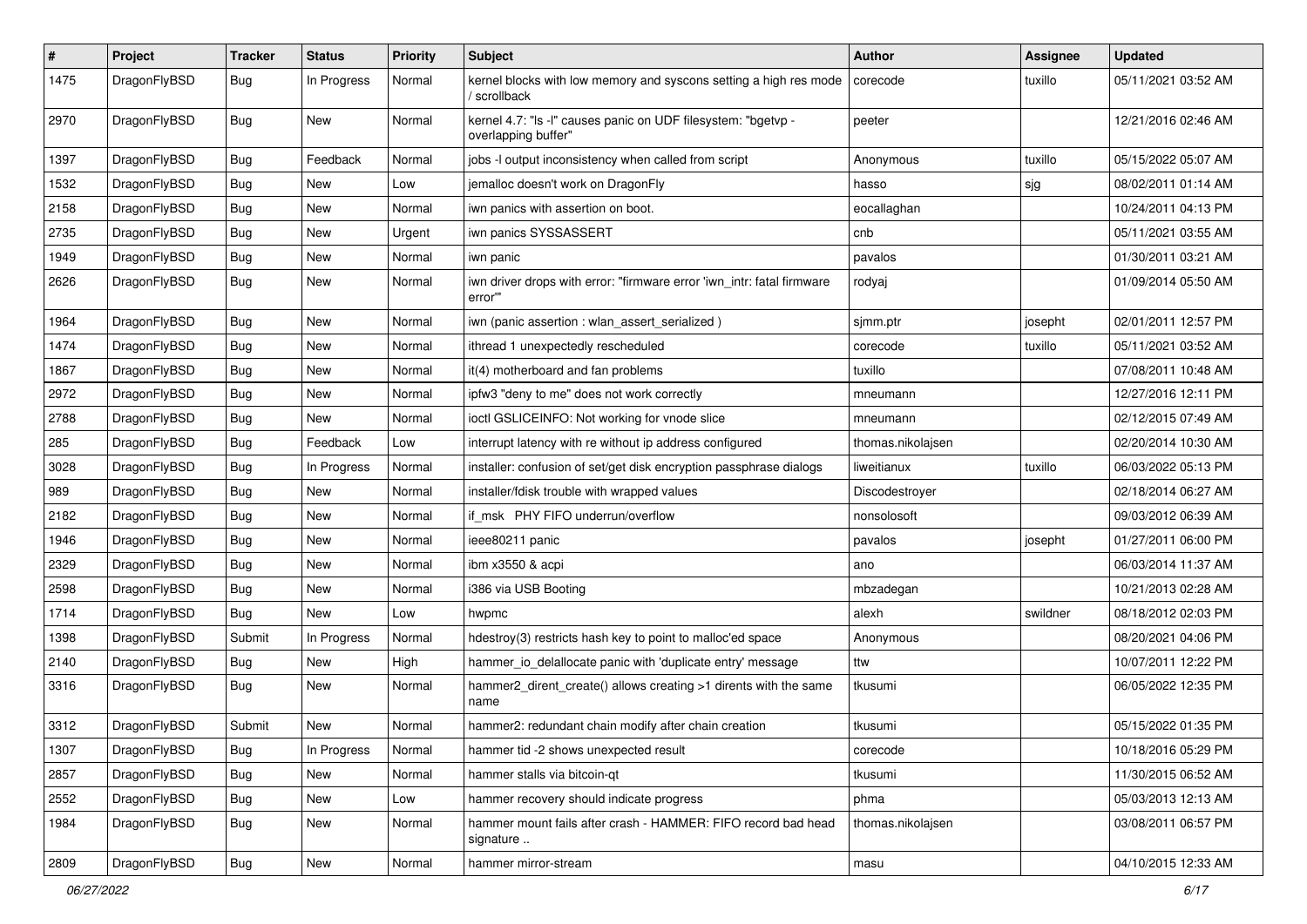| # | Project | Tracker | Status | Priority | Subject | Author | Assignee | Updated |
|---|---|---|---|---|---|---|---|---|
| 1475 | DragonFlyBSD | Bug | In Progress | Normal | kernel blocks with low memory and syscons setting a high res mode / scrollback | corecode | tuxillo | 05/11/2021 03:52 AM |
| 2970 | DragonFlyBSD | Bug | New | Normal | kernel 4.7: "ls -l" causes panic on UDF filesystem: "bgetvp - overlapping buffer" | peeter | | 12/21/2016 02:46 AM |
| 1397 | DragonFlyBSD | Bug | Feedback | Normal | jobs -I output inconsistency when called from script | Anonymous | tuxillo | 05/15/2022 05:07 AM |
| 1532 | DragonFlyBSD | Bug | New | Low | jemalloc doesn't work on DragonFly | hasso | sjg | 08/02/2011 01:14 AM |
| 2158 | DragonFlyBSD | Bug | New | Normal | iwn panics with assertion on boot. | eocallaghan | | 10/24/2011 04:13 PM |
| 2735 | DragonFlyBSD | Bug | New | Urgent | iwn panics SYSSASSERT | cnb | | 05/11/2021 03:55 AM |
| 1949 | DragonFlyBSD | Bug | New | Normal | iwn panic | pavalos | | 01/30/2011 03:21 AM |
| 2626 | DragonFlyBSD | Bug | New | Normal | iwn driver drops with error: "firmware error 'iwn_intr: fatal firmware error'" | rodyaj | | 01/09/2014 05:50 AM |
| 1964 | DragonFlyBSD | Bug | New | Normal | iwn (panic assertion : wlan_assert_serialized ) | sjmm.ptr | josepht | 02/01/2011 12:57 PM |
| 1474 | DragonFlyBSD | Bug | New | Normal | ithread 1 unexpectedly rescheduled | corecode | tuxillo | 05/11/2021 03:52 AM |
| 1867 | DragonFlyBSD | Bug | New | Normal | it(4) motherboard and fan problems | tuxillo | | 07/08/2011 10:48 AM |
| 2972 | DragonFlyBSD | Bug | New | Normal | ipfw3 "deny to me" does not work correctly | mneumann | | 12/27/2016 12:11 PM |
| 2788 | DragonFlyBSD | Bug | New | Normal | ioctl GSLICEINFO: Not working for vnode slice | mneumann | | 02/12/2015 07:49 AM |
| 285 | DragonFlyBSD | Bug | Feedback | Low | interrupt latency with re without ip address configured | thomas.nikolajsen | | 02/20/2014 10:30 AM |
| 3028 | DragonFlyBSD | Bug | In Progress | Normal | installer: confusion of set/get disk encryption passphrase dialogs | liweitianux | tuxillo | 06/03/2022 05:13 PM |
| 989 | DragonFlyBSD | Bug | New | Normal | installer/fdisk trouble with wrapped values | Discodestroyer | | 02/18/2014 06:27 AM |
| 2182 | DragonFlyBSD | Bug | New | Normal | if_msk PHY FIFO underrun/overflow | nonsolosoft | | 09/03/2012 06:39 AM |
| 1946 | DragonFlyBSD | Bug | New | Normal | ieee80211 panic | pavalos | josepht | 01/27/2011 06:00 PM |
| 2329 | DragonFlyBSD | Bug | New | Normal | ibm x3550 & acpi | ano | | 06/03/2014 11:37 AM |
| 2598 | DragonFlyBSD | Bug | New | Normal | i386 via USB Booting | mbzadegan | | 10/21/2013 02:28 AM |
| 1714 | DragonFlyBSD | Bug | New | Low | hwpmc | alexh | swildner | 08/18/2012 02:03 PM |
| 1398 | DragonFlyBSD | Submit | In Progress | Normal | hdestroy(3) restricts hash key to point to malloc'ed space | Anonymous | | 08/20/2021 04:06 PM |
| 2140 | DragonFlyBSD | Bug | New | High | hammer_io_delallocate panic with 'duplicate entry' message | ttw | | 10/07/2011 12:22 PM |
| 3316 | DragonFlyBSD | Bug | New | Normal | hammer2_dirent_create() allows creating >1 dirents with the same name | tkusumi | | 06/05/2022 12:35 PM |
| 3312 | DragonFlyBSD | Submit | New | Normal | hammer2: redundant chain modify after chain creation | tkusumi | | 05/15/2022 01:35 PM |
| 1307 | DragonFlyBSD | Bug | In Progress | Normal | hammer tid -2 shows unexpected result | corecode | | 10/18/2016 05:29 PM |
| 2857 | DragonFlyBSD | Bug | New | Normal | hammer stalls via bitcoin-qt | tkusumi | | 11/30/2015 06:52 AM |
| 2552 | DragonFlyBSD | Bug | New | Low | hammer recovery should indicate progress | phma | | 05/03/2013 12:13 AM |
| 1984 | DragonFlyBSD | Bug | New | Normal | hammer mount fails after crash - HAMMER: FIFO record bad head signature .. | thomas.nikolajsen | | 03/08/2011 06:57 PM |
| 2809 | DragonFlyBSD | Bug | New | Normal | hammer mirror-stream | masu | | 04/10/2015 12:33 AM |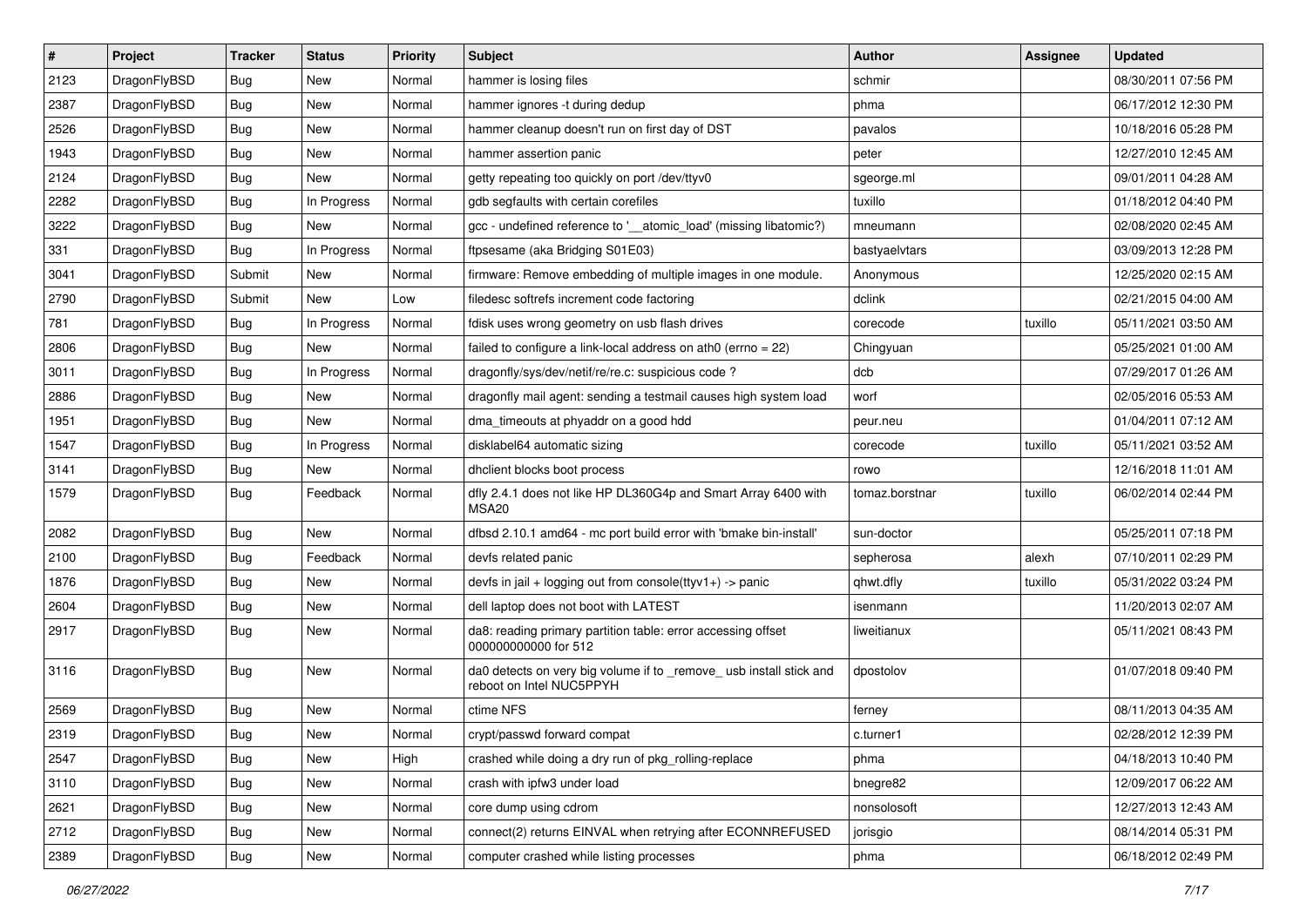| # | Project | Tracker | Status | Priority | Subject | Author | Assignee | Updated |
|---|---|---|---|---|---|---|---|---|
| 2123 | DragonFlyBSD | Bug | New | Normal | hammer is losing files | schmir | | 08/30/2011 07:56 PM |
| 2387 | DragonFlyBSD | Bug | New | Normal | hammer ignores -t during dedup | phma | | 06/17/2012 12:30 PM |
| 2526 | DragonFlyBSD | Bug | New | Normal | hammer cleanup doesn't run on first day of DST | pavalos | | 10/18/2016 05:28 PM |
| 1943 | DragonFlyBSD | Bug | New | Normal | hammer assertion panic | peter | | 12/27/2010 12:45 AM |
| 2124 | DragonFlyBSD | Bug | New | Normal | getty repeating too quickly on port /dev/ttyv0 | sgeorge.ml | | 09/01/2011 04:28 AM |
| 2282 | DragonFlyBSD | Bug | In Progress | Normal | gdb segfaults with certain corefiles | tuxillo | | 01/18/2012 04:40 PM |
| 3222 | DragonFlyBSD | Bug | New | Normal | gcc - undefined reference to '__atomic_load' (missing libatomic?) | mneumann | | 02/08/2020 02:45 AM |
| 331 | DragonFlyBSD | Bug | In Progress | Normal | ftpsesame (aka Bridging S01E03) | bastyaelvtars | | 03/09/2013 12:28 PM |
| 3041 | DragonFlyBSD | Submit | New | Normal | firmware: Remove embedding of multiple images in one module. | Anonymous | | 12/25/2020 02:15 AM |
| 2790 | DragonFlyBSD | Submit | New | Low | filedesc softrefs increment code factoring | dclink | | 02/21/2015 04:00 AM |
| 781 | DragonFlyBSD | Bug | In Progress | Normal | fdisk uses wrong geometry on usb flash drives | corecode | tuxillo | 05/11/2021 03:50 AM |
| 2806 | DragonFlyBSD | Bug | New | Normal | failed to configure a link-local address on ath0 (errno = 22) | Chingyuan | | 05/25/2021 01:00 AM |
| 3011 | DragonFlyBSD | Bug | In Progress | Normal | dragonfly/sys/dev/netif/re/re.c: suspicious code ? | dcb | | 07/29/2017 01:26 AM |
| 2886 | DragonFlyBSD | Bug | New | Normal | dragonfly mail agent: sending a testmail causes high system load | worf | | 02/05/2016 05:53 AM |
| 1951 | DragonFlyBSD | Bug | New | Normal | dma_timeouts at phyaddr on a good hdd | peur.neu | | 01/04/2011 07:12 AM |
| 1547 | DragonFlyBSD | Bug | In Progress | Normal | disklabel64 automatic sizing | corecode | tuxillo | 05/11/2021 03:52 AM |
| 3141 | DragonFlyBSD | Bug | New | Normal | dhclient blocks boot process | rowo | | 12/16/2018 11:01 AM |
| 1579 | DragonFlyBSD | Bug | Feedback | Normal | dfly 2.4.1 does not like HP DL360G4p and Smart Array 6400 with MSA20 | tomaz.borstnar | tuxillo | 06/02/2014 02:44 PM |
| 2082 | DragonFlyBSD | Bug | New | Normal | dfbsd 2.10.1 amd64 - mc port build error with 'bmake bin-install' | sun-doctor | | 05/25/2011 07:18 PM |
| 2100 | DragonFlyBSD | Bug | Feedback | Normal | devfs related panic | sepherosa | alexh | 07/10/2011 02:29 PM |
| 1876 | DragonFlyBSD | Bug | New | Normal | devfs in jail + logging out from console(ttyv1+) -> panic | qhwt.dfly | tuxillo | 05/31/2022 03:24 PM |
| 2604 | DragonFlyBSD | Bug | New | Normal | dell laptop does not boot with LATEST | isenmann | | 11/20/2013 02:07 AM |
| 2917 | DragonFlyBSD | Bug | New | Normal | da8: reading primary partition table: error accessing offset 000000000000 for 512 | liweitianux | | 05/11/2021 08:43 PM |
| 3116 | DragonFlyBSD | Bug | New | Normal | da0 detects on very big volume if to _remove_ usb install stick and reboot on Intel NUC5PPYH | dpostolov | | 01/07/2018 09:40 PM |
| 2569 | DragonFlyBSD | Bug | New | Normal | ctime NFS | ferney | | 08/11/2013 04:35 AM |
| 2319 | DragonFlyBSD | Bug | New | Normal | crypt/passwd forward compat | c.turner1 | | 02/28/2012 12:39 PM |
| 2547 | DragonFlyBSD | Bug | New | High | crashed while doing a dry run of pkg_rolling-replace | phma | | 04/18/2013 10:40 PM |
| 3110 | DragonFlyBSD | Bug | New | Normal | crash with ipfw3 under load | bnegre82 | | 12/09/2017 06:22 AM |
| 2621 | DragonFlyBSD | Bug | New | Normal | core dump using cdrom | nonsolosoft | | 12/27/2013 12:43 AM |
| 2712 | DragonFlyBSD | Bug | New | Normal | connect(2) returns EINVAL when retrying after ECONNREFUSED | jorisgio | | 08/14/2014 05:31 PM |
| 2389 | DragonFlyBSD | Bug | New | Normal | computer crashed while listing processes | phma | | 06/18/2012 02:49 PM |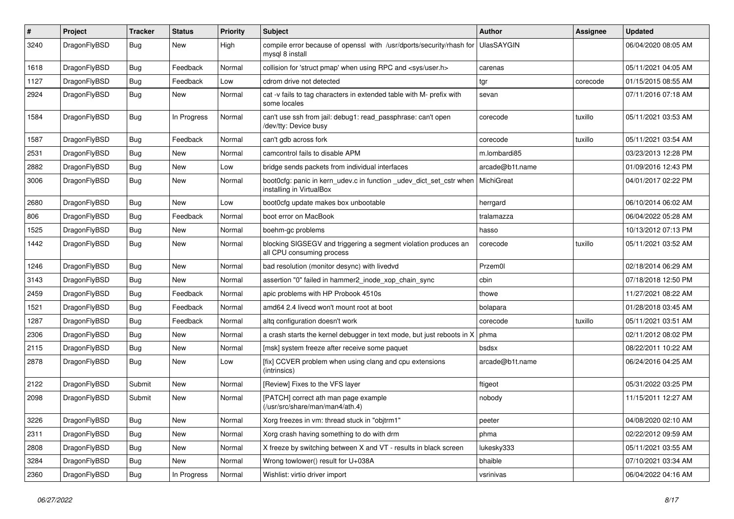| # | Project | Tracker | Status | Priority | Subject | Author | Assignee | Updated |
|---|---|---|---|---|---|---|---|---|
| 3240 | DragonFlyBSD | Bug | New | High | compile error because of openssl with /usr/dports/security/rhash for mysql 8 install | UlasSAYGIN | | 06/04/2020 08:05 AM |
| 1618 | DragonFlyBSD | Bug | Feedback | Normal | collision for 'struct pmap' when using RPC and <sys/user.h> | carenas | | 05/11/2021 04:05 AM |
| 1127 | DragonFlyBSD | Bug | Feedback | Low | cdrom drive not detected | tgr | corecode | 01/15/2015 08:55 AM |
| 2924 | DragonFlyBSD | Bug | New | Normal | cat -v fails to tag characters in extended table with M- prefix with some locales | sevan | | 07/11/2016 07:18 AM |
| 1584 | DragonFlyBSD | Bug | In Progress | Normal | can't use ssh from jail: debug1: read_passphrase: can't open /dev/tty: Device busy | corecode | tuxillo | 05/11/2021 03:53 AM |
| 1587 | DragonFlyBSD | Bug | Feedback | Normal | can't gdb across fork | corecode | tuxillo | 05/11/2021 03:54 AM |
| 2531 | DragonFlyBSD | Bug | New | Normal | camcontrol fails to disable APM | m.lombardi85 | | 03/23/2013 12:28 PM |
| 2882 | DragonFlyBSD | Bug | New | Low | bridge sends packets from individual interfaces | arcade@b1t.name | | 01/09/2016 12:43 PM |
| 3006 | DragonFlyBSD | Bug | New | Normal | boot0cfg: panic in kern_udev.c in function _udev_dict_set_cstr when installing in VirtualBox | MichiGreat | | 04/01/2017 02:22 PM |
| 2680 | DragonFlyBSD | Bug | New | Low | boot0cfg update makes box unbootable | herrgard | | 06/10/2014 06:02 AM |
| 806 | DragonFlyBSD | Bug | Feedback | Normal | boot error on MacBook | tralamazza | | 06/04/2022 05:28 AM |
| 1525 | DragonFlyBSD | Bug | New | Normal | boehm-gc problems | hasso | | 10/13/2012 07:13 PM |
| 1442 | DragonFlyBSD | Bug | New | Normal | blocking SIGSEGV and triggering a segment violation produces an all CPU consuming process | corecode | tuxillo | 05/11/2021 03:52 AM |
| 1246 | DragonFlyBSD | Bug | New | Normal | bad resolution (monitor desync) with livedvd | Przem0l | | 02/18/2014 06:29 AM |
| 3143 | DragonFlyBSD | Bug | New | Normal | assertion "0" failed in hammer2_inode_xop_chain_sync | cbin | | 07/18/2018 12:50 PM |
| 2459 | DragonFlyBSD | Bug | Feedback | Normal | apic problems with HP Probook 4510s | thowe | | 11/27/2021 08:22 AM |
| 1521 | DragonFlyBSD | Bug | Feedback | Normal | amd64 2.4 livecd won't mount root at boot | bolapara | | 01/28/2018 03:45 AM |
| 1287 | DragonFlyBSD | Bug | Feedback | Normal | altq configuration doesn't work | corecode | tuxillo | 05/11/2021 03:51 AM |
| 2306 | DragonFlyBSD | Bug | New | Normal | a crash starts the kernel debugger in text mode, but just reboots in X | phma | | 02/11/2012 08:02 PM |
| 2115 | DragonFlyBSD | Bug | New | Normal | [msk] system freeze after receive some paquet | bsdsx | | 08/22/2011 10:22 AM |
| 2878 | DragonFlyBSD | Bug | New | Low | [fix] CCVER problem when using clang and cpu extensions (intrinsics) | arcade@b1t.name | | 06/24/2016 04:25 AM |
| 2122 | DragonFlyBSD | Submit | New | Normal | [Review] Fixes to the VFS layer | ftigeot | | 05/31/2022 03:25 PM |
| 2098 | DragonFlyBSD | Submit | New | Normal | [PATCH] correct ath man page example (/usr/src/share/man/man4/ath.4) | nobody | | 11/15/2011 12:27 AM |
| 3226 | DragonFlyBSD | Bug | New | Normal | Xorg freezes in vm: thread stuck in "objtrm1" | peeter | | 04/08/2020 02:10 AM |
| 2311 | DragonFlyBSD | Bug | New | Normal | Xorg crash having something to do with drm | phma | | 02/22/2012 09:59 AM |
| 2808 | DragonFlyBSD | Bug | New | Normal | X freeze by switching between X and VT - results in black screen | lukesky333 | | 05/11/2021 03:55 AM |
| 3284 | DragonFlyBSD | Bug | New | Normal | Wrong towlower() result for U+038A | bhaible | | 07/10/2021 03:34 AM |
| 2360 | DragonFlyBSD | Bug | In Progress | Normal | Wishlist: virtio driver import | vsrinivas | | 06/04/2022 04:16 AM |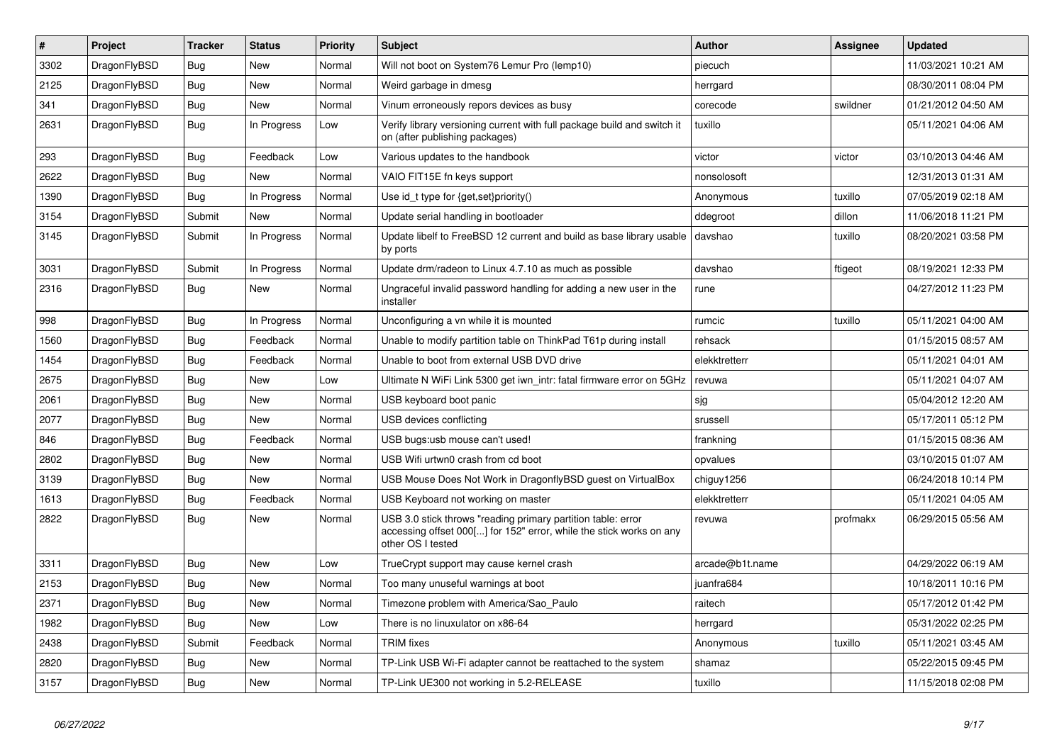| # | Project | Tracker | Status | Priority | Subject | Author | Assignee | Updated |
| --- | --- | --- | --- | --- | --- | --- | --- | --- |
| 3302 | DragonFlyBSD | Bug | New | Normal | Will not boot on System76 Lemur Pro (lemp10) | piecuch |  | 11/03/2021 10:21 AM |
| 2125 | DragonFlyBSD | Bug | New | Normal | Weird garbage in dmesg | herrgard |  | 08/30/2011 08:04 PM |
| 341 | DragonFlyBSD | Bug | New | Normal | Vinum erroneously repors devices as busy | corecode | swildner | 01/21/2012 04:50 AM |
| 2631 | DragonFlyBSD | Bug | In Progress | Low | Verify library versioning current with full package build and switch it on (after publishing packages) | tuxillo |  | 05/11/2021 04:06 AM |
| 293 | DragonFlyBSD | Bug | Feedback | Low | Various updates to the handbook | victor | victor | 03/10/2013 04:46 AM |
| 2622 | DragonFlyBSD | Bug | New | Normal | VAIO FIT15E fn keys support | nonsolosoft |  | 12/31/2013 01:31 AM |
| 1390 | DragonFlyBSD | Bug | In Progress | Normal | Use id_t type for {get,set}priority() | Anonymous | tuxillo | 07/05/2019 02:18 AM |
| 3154 | DragonFlyBSD | Submit | New | Normal | Update serial handling in bootloader | ddegroot | dillon | 11/06/2018 11:21 PM |
| 3145 | DragonFlyBSD | Submit | In Progress | Normal | Update libelf to FreeBSD 12 current and build as base library usable by ports | davshao | tuxillo | 08/20/2021 03:58 PM |
| 3031 | DragonFlyBSD | Submit | In Progress | Normal | Update drm/radeon to Linux 4.7.10 as much as possible | davshao | ftigeot | 08/19/2021 12:33 PM |
| 2316 | DragonFlyBSD | Bug | New | Normal | Ungraceful invalid password handling for adding a new user in the installer | rune |  | 04/27/2012 11:23 PM |
| 998 | DragonFlyBSD | Bug | In Progress | Normal | Unconfiguring a vn while it is mounted | rumcic | tuxillo | 05/11/2021 04:00 AM |
| 1560 | DragonFlyBSD | Bug | Feedback | Normal | Unable to modify partition table on ThinkPad T61p during install | rehsack |  | 01/15/2015 08:57 AM |
| 1454 | DragonFlyBSD | Bug | Feedback | Normal | Unable to boot from external USB DVD drive | elekktretterr |  | 05/11/2021 04:01 AM |
| 2675 | DragonFlyBSD | Bug | New | Low | Ultimate N WiFi Link 5300 get iwn_intr: fatal firmware error on 5GHz | revuwa |  | 05/11/2021 04:07 AM |
| 2061 | DragonFlyBSD | Bug | New | Normal | USB keyboard boot panic | sjg |  | 05/04/2012 12:20 AM |
| 2077 | DragonFlyBSD | Bug | New | Normal | USB devices conflicting | srussell |  | 05/17/2011 05:12 PM |
| 846 | DragonFlyBSD | Bug | Feedback | Normal | USB bugs:usb mouse can't used! | frankning |  | 01/15/2015 08:36 AM |
| 2802 | DragonFlyBSD | Bug | New | Normal | USB Wifi urtwn0 crash from cd boot | opvalues |  | 03/10/2015 01:07 AM |
| 3139 | DragonFlyBSD | Bug | New | Normal | USB Mouse Does Not Work in DragonflyBSD guest on VirtualBox | chiguy1256 |  | 06/24/2018 10:14 PM |
| 1613 | DragonFlyBSD | Bug | Feedback | Normal | USB Keyboard not working on master | elekktretterr |  | 05/11/2021 04:05 AM |
| 2822 | DragonFlyBSD | Bug | New | Normal | USB 3.0 stick throws "reading primary partition table: error accessing offset 000[...] for 152" error, while the stick works on any other OS I tested | revuwa | profmakx | 06/29/2015 05:56 AM |
| 3311 | DragonFlyBSD | Bug | New | Low | TrueCrypt support may cause kernel crash | arcade@b1t.name |  | 04/29/2022 06:19 AM |
| 2153 | DragonFlyBSD | Bug | New | Normal | Too many unuseful warnings at boot | juanfra684 |  | 10/18/2011 10:16 PM |
| 2371 | DragonFlyBSD | Bug | New | Normal | Timezone problem with America/Sao_Paulo | raitech |  | 05/17/2012 01:42 PM |
| 1982 | DragonFlyBSD | Bug | New | Low | There is no linuxulator on x86-64 | herrgard |  | 05/31/2022 02:25 PM |
| 2438 | DragonFlyBSD | Submit | Feedback | Normal | TRIM fixes | Anonymous | tuxillo | 05/11/2021 03:45 AM |
| 2820 | DragonFlyBSD | Bug | New | Normal | TP-Link USB Wi-Fi adapter cannot be reattached to the system | shamaz |  | 05/22/2015 09:45 PM |
| 3157 | DragonFlyBSD | Bug | New | Normal | TP-Link UE300 not working in 5.2-RELEASE | tuxillo |  | 11/15/2018 02:08 PM |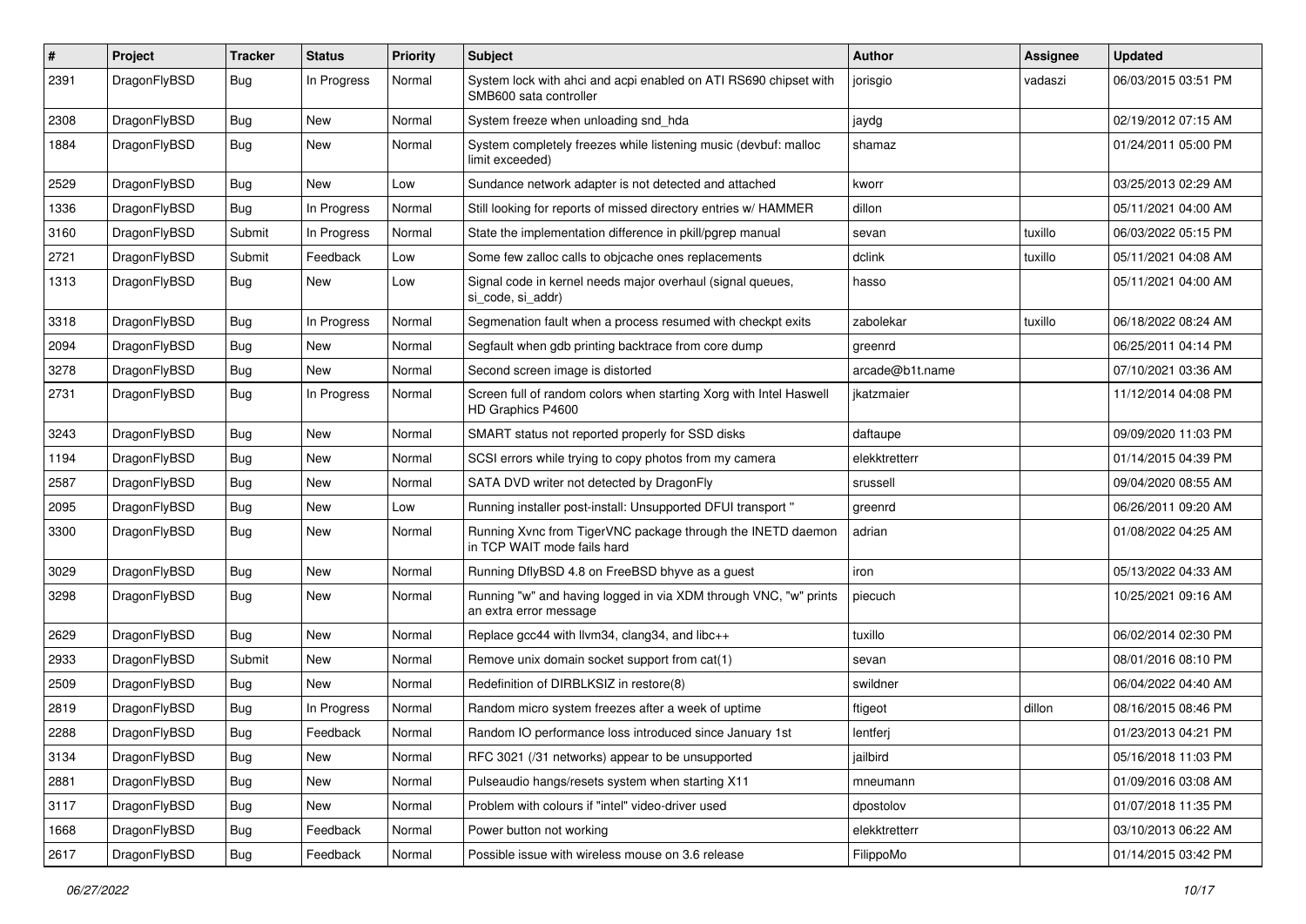| # | Project | Tracker | Status | Priority | Subject | Author | Assignee | Updated |
|---|---|---|---|---|---|---|---|---|
| 2391 | DragonFlyBSD | Bug | In Progress | Normal | System lock with ahci and acpi enabled on ATI RS690 chipset with SMB600 sata controller | jorisgio | vadaszi | 06/03/2015 03:51 PM |
| 2308 | DragonFlyBSD | Bug | New | Normal | System freeze when unloading snd_hda | jaydg | | 02/19/2012 07:15 AM |
| 1884 | DragonFlyBSD | Bug | New | Normal | System completely freezes while listening music (devbuf: malloc limit exceeded) | shamaz | | 01/24/2011 05:00 PM |
| 2529 | DragonFlyBSD | Bug | New | Low | Sundance network adapter is not detected and attached | kworr | | 03/25/2013 02:29 AM |
| 1336 | DragonFlyBSD | Bug | In Progress | Normal | Still looking for reports of missed directory entries w/ HAMMER | dillon | | 05/11/2021 04:00 AM |
| 3160 | DragonFlyBSD | Submit | In Progress | Normal | State the implementation difference in pkill/pgrep manual | sevan | tuxillo | 06/03/2022 05:15 PM |
| 2721 | DragonFlyBSD | Submit | Feedback | Low | Some few zalloc calls to objcache ones replacements | dclink | tuxillo | 05/11/2021 04:08 AM |
| 1313 | DragonFlyBSD | Bug | New | Low | Signal code in kernel needs major overhaul (signal queues, si_code, si_addr) | hasso | | 05/11/2021 04:00 AM |
| 3318 | DragonFlyBSD | Bug | In Progress | Normal | Segmenation fault when a process resumed with checkpt exits | zabolekar | tuxillo | 06/18/2022 08:24 AM |
| 2094 | DragonFlyBSD | Bug | New | Normal | Segfault when gdb printing backtrace from core dump | greenrd | | 06/25/2011 04:14 PM |
| 3278 | DragonFlyBSD | Bug | New | Normal | Second screen image is distorted | arcade@b1t.name | | 07/10/2021 03:36 AM |
| 2731 | DragonFlyBSD | Bug | In Progress | Normal | Screen full of random colors when starting Xorg with Intel Haswell HD Graphics P4600 | jkatzmaier | | 11/12/2014 04:08 PM |
| 3243 | DragonFlyBSD | Bug | New | Normal | SMART status not reported properly for SSD disks | daftaupe | | 09/09/2020 11:03 PM |
| 1194 | DragonFlyBSD | Bug | New | Normal | SCSI errors while trying to copy photos from my camera | elekktretterr | | 01/14/2015 04:39 PM |
| 2587 | DragonFlyBSD | Bug | New | Normal | SATA DVD writer not detected by DragonFly | srussell | | 09/04/2020 08:55 AM |
| 2095 | DragonFlyBSD | Bug | New | Low | Running installer post-install: Unsupported DFUI transport " | greenrd | | 06/26/2011 09:20 AM |
| 3300 | DragonFlyBSD | Bug | New | Normal | Running Xvnc from TigerVNC package through the INETD daemon in TCP WAIT mode fails hard | adrian | | 01/08/2022 04:25 AM |
| 3029 | DragonFlyBSD | Bug | New | Normal | Running DflyBSD 4.8 on FreeBSD bhyve as a guest | iron | | 05/13/2022 04:33 AM |
| 3298 | DragonFlyBSD | Bug | New | Normal | Running "w" and having logged in via XDM through VNC, "w" prints an extra error message | piecuch | | 10/25/2021 09:16 AM |
| 2629 | DragonFlyBSD | Bug | New | Normal | Replace gcc44 with llvm34, clang34, and libc++ | tuxillo | | 06/02/2014 02:30 PM |
| 2933 | DragonFlyBSD | Submit | New | Normal | Remove unix domain socket support from cat(1) | sevan | | 08/01/2016 08:10 PM |
| 2509 | DragonFlyBSD | Bug | New | Normal | Redefinition of DIRBLKSIZ in restore(8) | swildner | | 06/04/2022 04:40 AM |
| 2819 | DragonFlyBSD | Bug | In Progress | Normal | Random micro system freezes after a week of uptime | ftigeot | dillon | 08/16/2015 08:46 PM |
| 2288 | DragonFlyBSD | Bug | Feedback | Normal | Random IO performance loss introduced since January 1st | lentferj | | 01/23/2013 04:21 PM |
| 3134 | DragonFlyBSD | Bug | New | Normal | RFC 3021 (/31 networks) appear to be unsupported | jailbird | | 05/16/2018 11:03 PM |
| 2881 | DragonFlyBSD | Bug | New | Normal | Pulseaudio hangs/resets system when starting X11 | mneumann | | 01/09/2016 03:08 AM |
| 3117 | DragonFlyBSD | Bug | New | Normal | Problem with colours if "intel" video-driver used | dpostolov | | 01/07/2018 11:35 PM |
| 1668 | DragonFlyBSD | Bug | Feedback | Normal | Power button not working | elekktretterr | | 03/10/2013 06:22 AM |
| 2617 | DragonFlyBSD | Bug | Feedback | Normal | Possible issue with wireless mouse on 3.6 release | FilippoMo | | 01/14/2015 03:42 PM |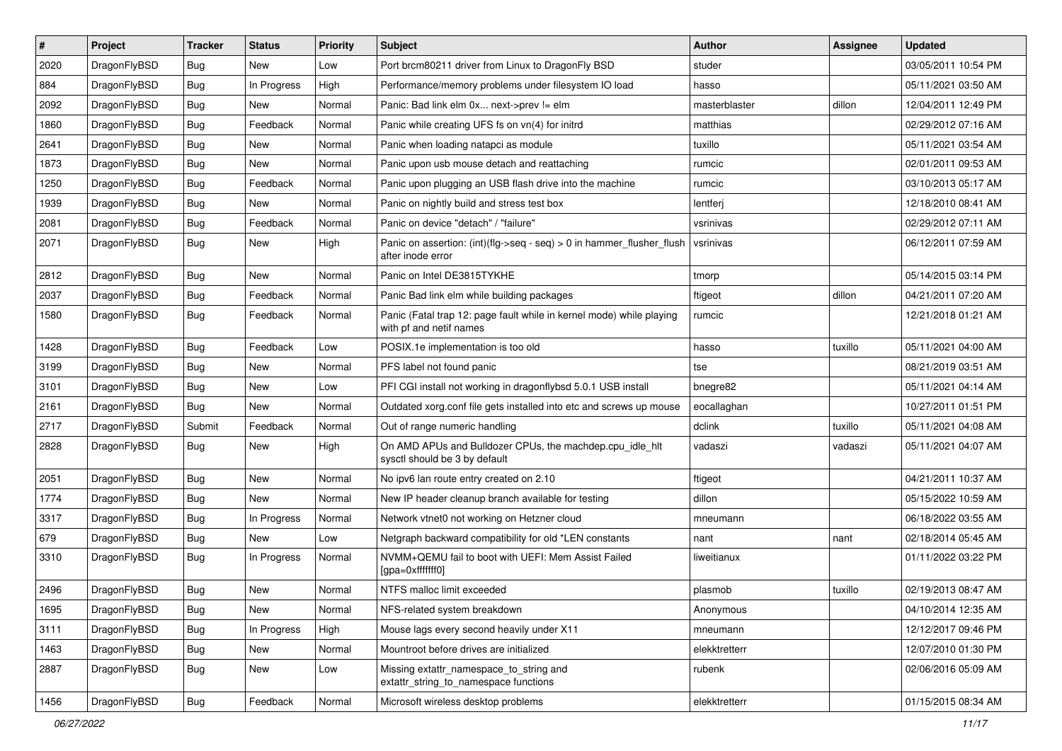| # | Project | Tracker | Status | Priority | Subject | Author | Assignee | Updated |
|---|---|---|---|---|---|---|---|---|
| 2020 | DragonFlyBSD | Bug | New | Low | Port brcm80211 driver from Linux to DragonFly BSD | studer | | 03/05/2011 10:54 PM |
| 884 | DragonFlyBSD | Bug | In Progress | High | Performance/memory problems under filesystem IO load | hasso | | 05/11/2021 03:50 AM |
| 2092 | DragonFlyBSD | Bug | New | Normal | Panic: Bad link elm 0x... next->prev != elm | masterblaster | dillon | 12/04/2011 12:49 PM |
| 1860 | DragonFlyBSD | Bug | Feedback | Normal | Panic while creating UFS fs on vn(4) for initrd | matthias | | 02/29/2012 07:16 AM |
| 2641 | DragonFlyBSD | Bug | New | Normal | Panic when loading natapci as module | tuxillo | | 05/11/2021 03:54 AM |
| 1873 | DragonFlyBSD | Bug | New | Normal | Panic upon usb mouse detach and reattaching | rumcic | | 02/01/2011 09:53 AM |
| 1250 | DragonFlyBSD | Bug | Feedback | Normal | Panic upon plugging an USB flash drive into the machine | rumcic | | 03/10/2013 05:17 AM |
| 1939 | DragonFlyBSD | Bug | New | Normal | Panic on nightly build and stress test box | lentferj | | 12/18/2010 08:41 AM |
| 2081 | DragonFlyBSD | Bug | Feedback | Normal | Panic on device "detach" / "failure" | vsrinivas | | 02/29/2012 07:11 AM |
| 2071 | DragonFlyBSD | Bug | New | High | Panic on assertion: (int)(flg->seq - seq) > 0 in hammer_flusher_flush after inode error | vsrinivas | | 06/12/2011 07:59 AM |
| 2812 | DragonFlyBSD | Bug | New | Normal | Panic on Intel DE3815TYKHE | tmorp | | 05/14/2015 03:14 PM |
| 2037 | DragonFlyBSD | Bug | Feedback | Normal | Panic Bad link elm while building packages | ftigeot | dillon | 04/21/2011 07:20 AM |
| 1580 | DragonFlyBSD | Bug | Feedback | Normal | Panic (Fatal trap 12: page fault while in kernel mode) while playing with pf and netif names | rumcic | | 12/21/2018 01:21 AM |
| 1428 | DragonFlyBSD | Bug | Feedback | Low | POSIX.1e implementation is too old | hasso | tuxillo | 05/11/2021 04:00 AM |
| 3199 | DragonFlyBSD | Bug | New | Normal | PFS label not found panic | tse | | 08/21/2019 03:51 AM |
| 3101 | DragonFlyBSD | Bug | New | Low | PFI CGI install not working in dragonflybsd 5.0.1 USB install | bnegre82 | | 05/11/2021 04:14 AM |
| 2161 | DragonFlyBSD | Bug | New | Normal | Outdated xorg.conf file gets installed into etc and screws up mouse | eocallaghan | | 10/27/2011 01:51 PM |
| 2717 | DragonFlyBSD | Submit | Feedback | Normal | Out of range numeric handling | dclink | tuxillo | 05/11/2021 04:08 AM |
| 2828 | DragonFlyBSD | Bug | New | High | On AMD APUs and Bulldozer CPUs, the machdep.cpu_idle_hlt sysctl should be 3 by default | vadaszi | vadaszi | 05/11/2021 04:07 AM |
| 2051 | DragonFlyBSD | Bug | New | Normal | No ipv6 lan route entry created on 2.10 | ftigeot | | 04/21/2011 10:37 AM |
| 1774 | DragonFlyBSD | Bug | New | Normal | New IP header cleanup branch available for testing | dillon | | 05/15/2022 10:59 AM |
| 3317 | DragonFlyBSD | Bug | In Progress | Normal | Network vtnet0 not working on Hetzner cloud | mneumann | | 06/18/2022 03:55 AM |
| 679 | DragonFlyBSD | Bug | New | Low | Netgraph backward compatibility for old *LEN constants | nant | nant | 02/18/2014 05:45 AM |
| 3310 | DragonFlyBSD | Bug | In Progress | Normal | NVMM+QEMU fail to boot with UEFI: Mem Assist Failed [gpa=0xfffffff0] | liweitianux | | 01/11/2022 03:22 PM |
| 2496 | DragonFlyBSD | Bug | New | Normal | NTFS malloc limit exceeded | plasmob | tuxillo | 02/19/2013 08:47 AM |
| 1695 | DragonFlyBSD | Bug | New | Normal | NFS-related system breakdown | Anonymous | | 04/10/2014 12:35 AM |
| 3111 | DragonFlyBSD | Bug | In Progress | High | Mouse lags every second heavily under X11 | mneumann | | 12/12/2017 09:46 PM |
| 1463 | DragonFlyBSD | Bug | New | Normal | Mountroot before drives are initialized | elekktretterr | | 12/07/2010 01:30 PM |
| 2887 | DragonFlyBSD | Bug | New | Low | Missing extattr_namespace_to_string and extattr_string_to_namespace functions | rubenk | | 02/06/2016 05:09 AM |
| 1456 | DragonFlyBSD | Bug | Feedback | Normal | Microsoft wireless desktop problems | elekktretterr | | 01/15/2015 08:34 AM |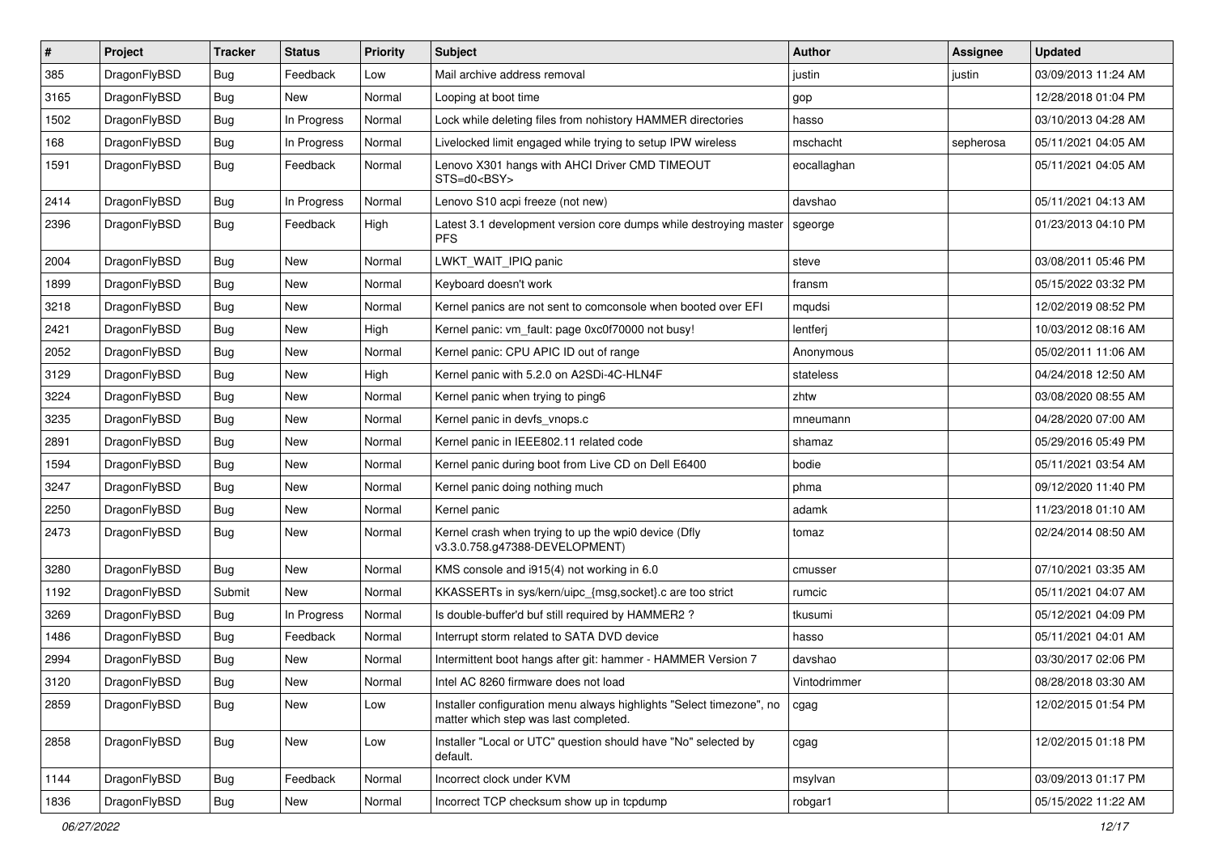| # | Project | Tracker | Status | Priority | Subject | Author | Assignee | Updated |
|---|---|---|---|---|---|---|---|---|
| 385 | DragonFlyBSD | Bug | Feedback | Low | Mail archive address removal | justin | justin | 03/09/2013 11:24 AM |
| 3165 | DragonFlyBSD | Bug | New | Normal | Looping at boot time | gop |  | 12/28/2018 01:04 PM |
| 1502 | DragonFlyBSD | Bug | In Progress | Normal | Lock while deleting files from nohistory HAMMER directories | hasso |  | 03/10/2013 04:28 AM |
| 168 | DragonFlyBSD | Bug | In Progress | Normal | Livelocked limit engaged while trying to setup IPW wireless | mschacht | sepherosa | 05/11/2021 04:05 AM |
| 1591 | DragonFlyBSD | Bug | Feedback | Normal | Lenovo X301 hangs with AHCI Driver CMD TIMEOUT STS=d0<BSY> | eocallaghan |  | 05/11/2021 04:05 AM |
| 2414 | DragonFlyBSD | Bug | In Progress | Normal | Lenovo S10 acpi freeze (not new) | davshao |  | 05/11/2021 04:13 AM |
| 2396 | DragonFlyBSD | Bug | Feedback | High | Latest 3.1 development version core dumps while destroying master PFS | sgeorge |  | 01/23/2013 04:10 PM |
| 2004 | DragonFlyBSD | Bug | New | Normal | LWKT_WAIT_IPIQ panic | steve |  | 03/08/2011 05:46 PM |
| 1899 | DragonFlyBSD | Bug | New | Normal | Keyboard doesn't work | fransm |  | 05/15/2022 03:32 PM |
| 3218 | DragonFlyBSD | Bug | New | Normal | Kernel panics are not sent to comconsole when booted over EFI | mqudsi |  | 12/02/2019 08:52 PM |
| 2421 | DragonFlyBSD | Bug | New | High | Kernel panic: vm_fault: page 0xc0f70000 not busy! | lentferj |  | 10/03/2012 08:16 AM |
| 2052 | DragonFlyBSD | Bug | New | Normal | Kernel panic: CPU APIC ID out of range | Anonymous |  | 05/02/2011 11:06 AM |
| 3129 | DragonFlyBSD | Bug | New | High | Kernel panic with 5.2.0 on A2SDi-4C-HLN4F | stateless |  | 04/24/2018 12:50 AM |
| 3224 | DragonFlyBSD | Bug | New | Normal | Kernel panic when trying to ping6 | zhtw |  | 03/08/2020 08:55 AM |
| 3235 | DragonFlyBSD | Bug | New | Normal | Kernel panic in devfs_vnops.c | mneumann |  | 04/28/2020 07:00 AM |
| 2891 | DragonFlyBSD | Bug | New | Normal | Kernel panic in IEEE802.11 related code | shamaz |  | 05/29/2016 05:49 PM |
| 1594 | DragonFlyBSD | Bug | New | Normal | Kernel panic during boot from Live CD on Dell E6400 | bodie |  | 05/11/2021 03:54 AM |
| 3247 | DragonFlyBSD | Bug | New | Normal | Kernel panic doing nothing much | phma |  | 09/12/2020 11:40 PM |
| 2250 | DragonFlyBSD | Bug | New | Normal | Kernel panic | adamk |  | 11/23/2018 01:10 AM |
| 2473 | DragonFlyBSD | Bug | New | Normal | Kernel crash when trying to up the wpi0 device (Dfly v3.3.0.758.g47388-DEVELOPMENT) | tomaz |  | 02/24/2014 08:50 AM |
| 3280 | DragonFlyBSD | Bug | New | Normal | KMS console and i915(4) not working in 6.0 | cmusser |  | 07/10/2021 03:35 AM |
| 1192 | DragonFlyBSD | Submit | New | Normal | KKASSERTs in sys/kern/uipc_{msg,socket}.c are too strict | rumcic |  | 05/11/2021 04:07 AM |
| 3269 | DragonFlyBSD | Bug | In Progress | Normal | Is double-buffer'd buf still required by HAMMER2 ? | tkusumi |  | 05/12/2021 04:09 PM |
| 1486 | DragonFlyBSD | Bug | Feedback | Normal | Interrupt storm related to SATA DVD device | hasso |  | 05/11/2021 04:01 AM |
| 2994 | DragonFlyBSD | Bug | New | Normal | Intermittent boot hangs after git: hammer - HAMMER Version 7 | davshao |  | 03/30/2017 02:06 PM |
| 3120 | DragonFlyBSD | Bug | New | Normal | Intel AC 8260 firmware does not load | Vintodrimmer |  | 08/28/2018 03:30 AM |
| 2859 | DragonFlyBSD | Bug | New | Low | Installer configuration menu always highlights "Select timezone", no matter which step was last completed. | cgag |  | 12/02/2015 01:54 PM |
| 2858 | DragonFlyBSD | Bug | New | Low | Installer "Local or UTC" question should have "No" selected by default. | cgag |  | 12/02/2015 01:18 PM |
| 1144 | DragonFlyBSD | Bug | Feedback | Normal | Incorrect clock under KVM | msylvan |  | 03/09/2013 01:17 PM |
| 1836 | DragonFlyBSD | Bug | New | Normal | Incorrect TCP checksum show up in tcpdump | robgar1 |  | 05/15/2022 11:22 AM |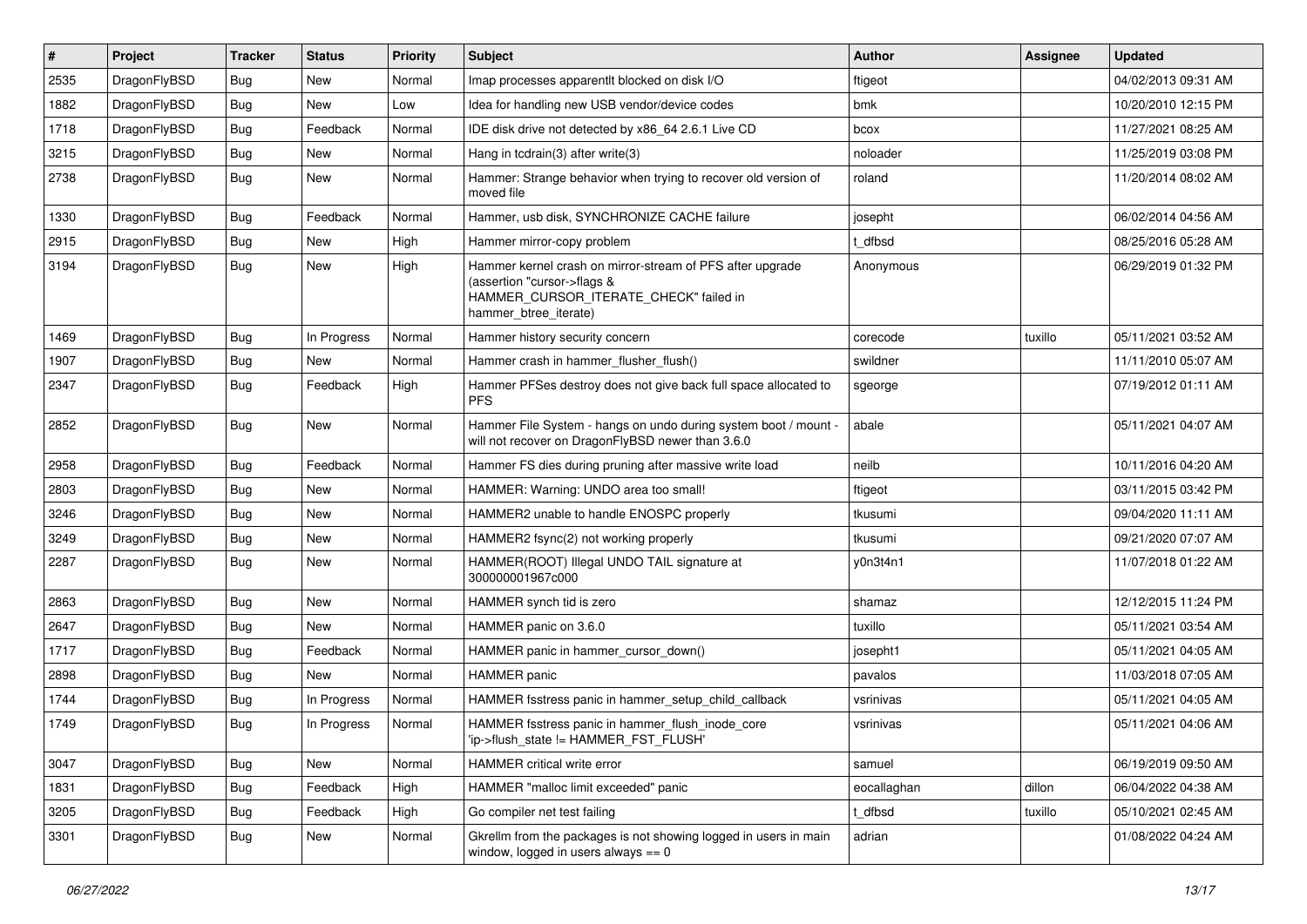| # | Project | Tracker | Status | Priority | Subject | Author | Assignee | Updated |
|---|---|---|---|---|---|---|---|---|
| 2535 | DragonFlyBSD | Bug | New | Normal | Imap processes apparentlt blocked on disk I/O | ftigeot | | 04/02/2013 09:31 AM |
| 1882 | DragonFlyBSD | Bug | New | Low | Idea for handling new USB vendor/device codes | bmk | | 10/20/2010 12:15 PM |
| 1718 | DragonFlyBSD | Bug | Feedback | Normal | IDE disk drive not detected by x86_64 2.6.1 Live CD | bcox | | 11/27/2021 08:25 AM |
| 3215 | DragonFlyBSD | Bug | New | Normal | Hang in tcdrain(3) after write(3) | noloader | | 11/25/2019 03:08 PM |
| 2738 | DragonFlyBSD | Bug | New | Normal | Hammer: Strange behavior when trying to recover old version of moved file | roland | | 11/20/2014 08:02 AM |
| 1330 | DragonFlyBSD | Bug | Feedback | Normal | Hammer, usb disk, SYNCHRONIZE CACHE failure | josepht | | 06/02/2014 04:56 AM |
| 2915 | DragonFlyBSD | Bug | New | High | Hammer mirror-copy problem | t_dfbsd | | 08/25/2016 05:28 AM |
| 3194 | DragonFlyBSD | Bug | New | High | Hammer kernel crash on mirror-stream of PFS after upgrade (assertion "cursor->flags & HAMMER_CURSOR_ITERATE_CHECK" failed in hammer_btree_iterate) | Anonymous | | 06/29/2019 01:32 PM |
| 1469 | DragonFlyBSD | Bug | In Progress | Normal | Hammer history security concern | corecode | tuxillo | 05/11/2021 03:52 AM |
| 1907 | DragonFlyBSD | Bug | New | Normal | Hammer crash in hammer_flusher_flush() | swildner | | 11/11/2010 05:07 AM |
| 2347 | DragonFlyBSD | Bug | Feedback | High | Hammer PFSes destroy does not give back full space allocated to PFS | sgeorge | | 07/19/2012 01:11 AM |
| 2852 | DragonFlyBSD | Bug | New | Normal | Hammer File System - hangs on undo during system boot / mount - will not recover on DragonFlyBSD newer than 3.6.0 | abale | | 05/11/2021 04:07 AM |
| 2958 | DragonFlyBSD | Bug | Feedback | Normal | Hammer FS dies during pruning after massive write load | neilb | | 10/11/2016 04:20 AM |
| 2803 | DragonFlyBSD | Bug | New | Normal | HAMMER: Warning: UNDO area too small! | ftigeot | | 03/11/2015 03:42 PM |
| 3246 | DragonFlyBSD | Bug | New | Normal | HAMMER2 unable to handle ENOSPC properly | tkusumi | | 09/04/2020 11:11 AM |
| 3249 | DragonFlyBSD | Bug | New | Normal | HAMMER2 fsync(2) not working properly | tkusumi | | 09/21/2020 07:07 AM |
| 2287 | DragonFlyBSD | Bug | New | Normal | HAMMER(ROOT) Illegal UNDO TAIL signature at 300000001967c000 | y0n3t4n1 | | 11/07/2018 01:22 AM |
| 2863 | DragonFlyBSD | Bug | New | Normal | HAMMER synch tid is zero | shamaz | | 12/12/2015 11:24 PM |
| 2647 | DragonFlyBSD | Bug | New | Normal | HAMMER panic on 3.6.0 | tuxillo | | 05/11/2021 03:54 AM |
| 1717 | DragonFlyBSD | Bug | Feedback | Normal | HAMMER panic in hammer_cursor_down() | josepht1 | | 05/11/2021 04:05 AM |
| 2898 | DragonFlyBSD | Bug | New | Normal | HAMMER panic | pavalos | | 11/03/2018 07:05 AM |
| 1744 | DragonFlyBSD | Bug | In Progress | Normal | HAMMER fsstress panic in hammer_setup_child_callback | vsrinivas | | 05/11/2021 04:05 AM |
| 1749 | DragonFlyBSD | Bug | In Progress | Normal | HAMMER fsstress panic in hammer_flush_inode_core 'ip->flush_state != HAMMER_FST_FLUSH' | vsrinivas | | 05/11/2021 04:06 AM |
| 3047 | DragonFlyBSD | Bug | New | Normal | HAMMER critical write error | samuel | | 06/19/2019 09:50 AM |
| 1831 | DragonFlyBSD | Bug | Feedback | High | HAMMER "malloc limit exceeded" panic | eocallaghan | dillon | 06/04/2022 04:38 AM |
| 3205 | DragonFlyBSD | Bug | Feedback | High | Go compiler net test failing | t_dfbsd | tuxillo | 05/10/2021 02:45 AM |
| 3301 | DragonFlyBSD | Bug | New | Normal | Gkrellm from the packages is not showing logged in users in main window, logged in users always == 0 | adrian | | 01/08/2022 04:24 AM |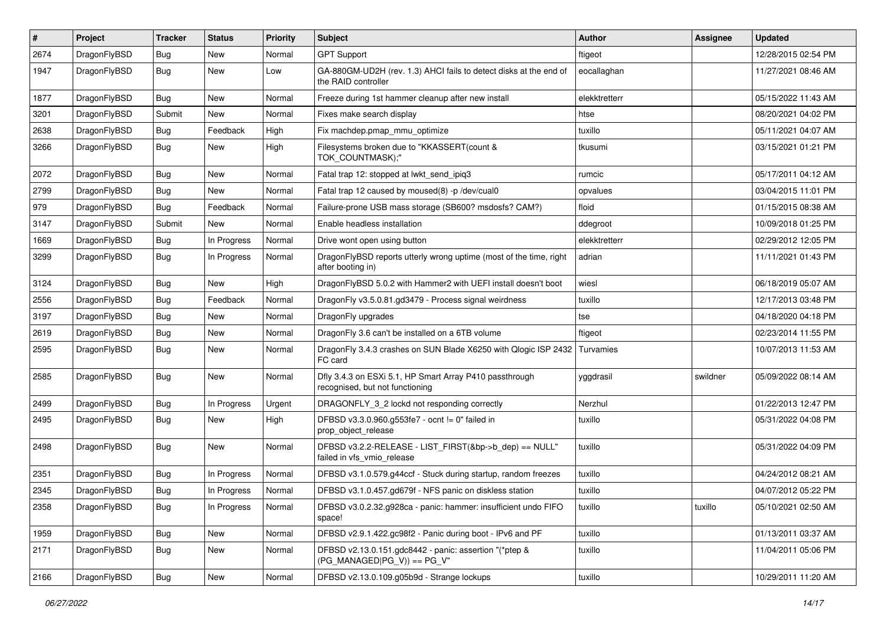| # | Project | Tracker | Status | Priority | Subject | Author | Assignee | Updated |
|---|---|---|---|---|---|---|---|---|
| 2674 | DragonFlyBSD | Bug | New | Normal | GPT Support | ftigeot | | 12/28/2015 02:54 PM |
| 1947 | DragonFlyBSD | Bug | New | Low | GA-880GM-UD2H (rev. 1.3) AHCI fails to detect disks at the end of the RAID controller | eocallaghan | | 11/27/2021 08:46 AM |
| 1877 | DragonFlyBSD | Bug | New | Normal | Freeze during 1st hammer cleanup after new install | elekktretterr | | 05/15/2022 11:43 AM |
| 3201 | DragonFlyBSD | Submit | New | Normal | Fixes make search display | htse | | 08/20/2021 04:02 PM |
| 2638 | DragonFlyBSD | Bug | Feedback | High | Fix machdep.pmap_mmu_optimize | tuxillo | | 05/11/2021 04:07 AM |
| 3266 | DragonFlyBSD | Bug | New | High | Filesystems broken due to "KKASSERT(count & TOK_COUNTMASK);" | tkusumi | | 03/15/2021 01:21 PM |
| 2072 | DragonFlyBSD | Bug | New | Normal | Fatal trap 12: stopped at lwkt_send_ipiq3 | rumcic | | 05/17/2011 04:12 AM |
| 2799 | DragonFlyBSD | Bug | New | Normal | Fatal trap 12 caused by moused(8) -p /dev/cual0 | opvalues | | 03/04/2015 11:01 PM |
| 979 | DragonFlyBSD | Bug | Feedback | Normal | Failure-prone USB mass storage (SB600? msdosfs? CAM?) | floid | | 01/15/2015 08:38 AM |
| 3147 | DragonFlyBSD | Submit | New | Normal | Enable headless installation | ddegroot | | 10/09/2018 01:25 PM |
| 1669 | DragonFlyBSD | Bug | In Progress | Normal | Drive wont open using button | elekktretterr | | 02/29/2012 12:05 PM |
| 3299 | DragonFlyBSD | Bug | In Progress | Normal | DragonFlyBSD reports utterly wrong uptime (most of the time, right after booting in) | adrian | | 11/11/2021 01:43 PM |
| 3124 | DragonFlyBSD | Bug | New | High | DragonFlyBSD 5.0.2 with Hammer2 with UEFI install doesn't boot | wiesl | | 06/18/2019 05:07 AM |
| 2556 | DragonFlyBSD | Bug | Feedback | Normal | DragonFly v3.5.0.81.gd3479 - Process signal weirdness | tuxillo | | 12/17/2013 03:48 PM |
| 3197 | DragonFlyBSD | Bug | New | Normal | DragonFly upgrades | tse | | 04/18/2020 04:18 PM |
| 2619 | DragonFlyBSD | Bug | New | Normal | DragonFly 3.6 can't be installed on a 6TB volume | ftigeot | | 02/23/2014 11:55 PM |
| 2595 | DragonFlyBSD | Bug | New | Normal | DragonFly 3.4.3 crashes on SUN Blade X6250 with Qlogic ISP 2432 FC card | Turvamies | | 10/07/2013 11:53 AM |
| 2585 | DragonFlyBSD | Bug | New | Normal | Dfly 3.4.3 on ESXi 5.1, HP Smart Array P410 passthrough recognised, but not functioning | yggdrasil | swildner | 05/09/2022 08:14 AM |
| 2499 | DragonFlyBSD | Bug | In Progress | Urgent | DRAGONFLY_3_2 lockd not responding correctly | Nerzhul | | 01/22/2013 12:47 PM |
| 2495 | DragonFlyBSD | Bug | New | High | DFBSD v3.3.0.960.g553fe7 - ocnt != 0" failed in prop_object_release | tuxillo | | 05/31/2022 04:08 PM |
| 2498 | DragonFlyBSD | Bug | New | Normal | DFBSD v3.2.2-RELEASE - LIST_FIRST(&bp->b_dep) == NULL" failed in vfs_vmio_release | tuxillo | | 05/31/2022 04:09 PM |
| 2351 | DragonFlyBSD | Bug | In Progress | Normal | DFBSD v3.1.0.579.g44ccf - Stuck during startup, random freezes | tuxillo | | 04/24/2012 08:21 AM |
| 2345 | DragonFlyBSD | Bug | In Progress | Normal | DFBSD v3.1.0.457.gd679f - NFS panic on diskless station | tuxillo | | 04/07/2012 05:22 PM |
| 2358 | DragonFlyBSD | Bug | In Progress | Normal | DFBSD v3.0.2.32.g928ca - panic: hammer: insufficient undo FIFO space! | tuxillo | tuxillo | 05/10/2021 02:50 AM |
| 1959 | DragonFlyBSD | Bug | New | Normal | DFBSD v2.9.1.422.gc98f2 - Panic during boot - IPv6 and PF | tuxillo | | 01/13/2011 03:37 AM |
| 2171 | DragonFlyBSD | Bug | New | Normal | DFBSD v2.13.0.151.gdc8442 - panic: assertion "(*ptep & (PG_MANAGED\|PG_V)) == PG_V" | tuxillo | | 11/04/2011 05:06 PM |
| 2166 | DragonFlyBSD | Bug | New | Normal | DFBSD v2.13.0.109.g05b9d - Strange lockups | tuxillo | | 10/29/2011 11:20 AM |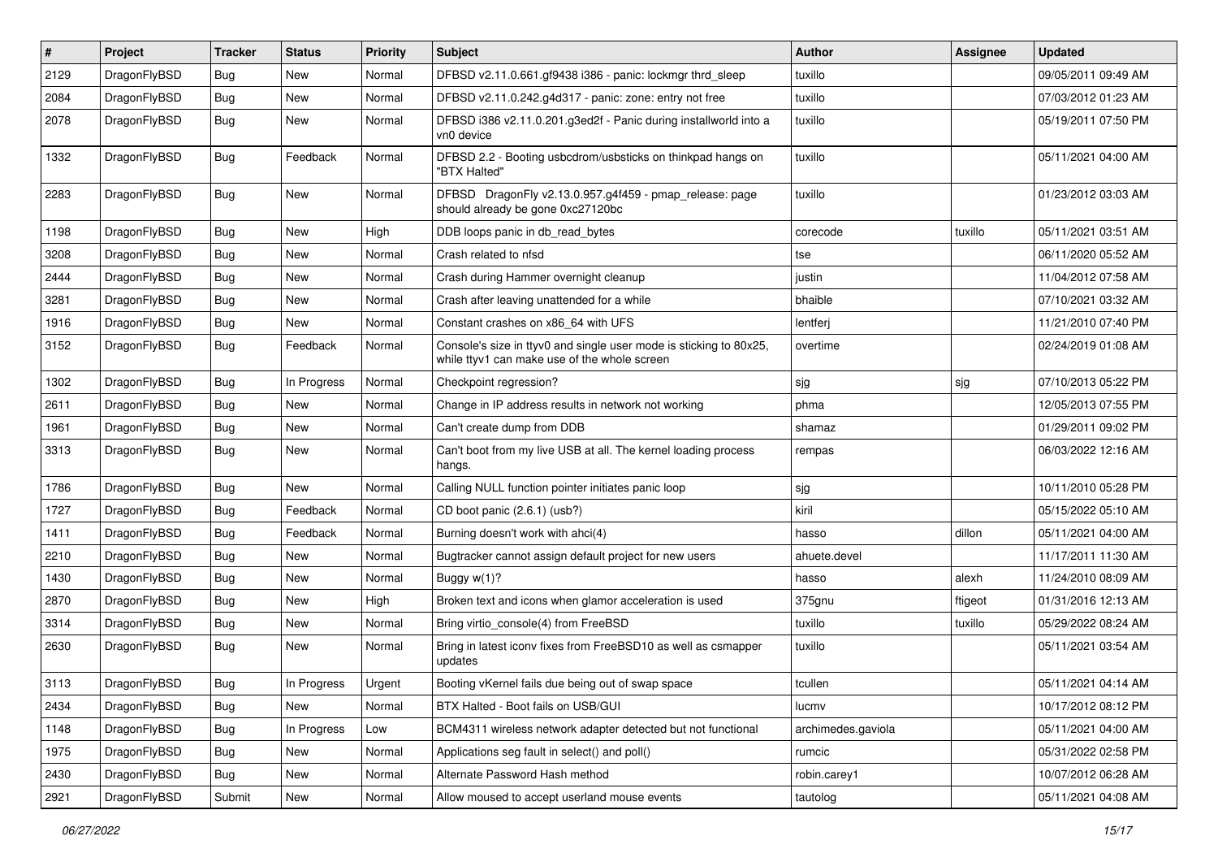| # | Project | Tracker | Status | Priority | Subject | Author | Assignee | Updated |
|---|---|---|---|---|---|---|---|---|
| 2129 | DragonFlyBSD | Bug | New | Normal | DFBSD v2.11.0.661.gf9438 i386 - panic: lockmgr thrd_sleep | tuxillo | | 09/05/2011 09:49 AM |
| 2084 | DragonFlyBSD | Bug | New | Normal | DFBSD v2.11.0.242.g4d317 - panic: zone: entry not free | tuxillo | | 07/03/2012 01:23 AM |
| 2078 | DragonFlyBSD | Bug | New | Normal | DFBSD i386 v2.11.0.201.g3ed2f - Panic during installworld into a vn0 device | tuxillo | | 05/19/2011 07:50 PM |
| 1332 | DragonFlyBSD | Bug | Feedback | Normal | DFBSD 2.2 - Booting usbcdrom/usbsticks on thinkpad hangs on "BTX Halted" | tuxillo | | 05/11/2021 04:00 AM |
| 2283 | DragonFlyBSD | Bug | New | Normal | DFBSD DragonFly v2.13.0.957.g4f459 - pmap_release: page should already be gone 0xc27120bc | tuxillo | | 01/23/2012 03:03 AM |
| 1198 | DragonFlyBSD | Bug | New | High | DDB loops panic in db_read_bytes | corecode | tuxillo | 05/11/2021 03:51 AM |
| 3208 | DragonFlyBSD | Bug | New | Normal | Crash related to nfsd | tse | | 06/11/2020 05:52 AM |
| 2444 | DragonFlyBSD | Bug | New | Normal | Crash during Hammer overnight cleanup | justin | | 11/04/2012 07:58 AM |
| 3281 | DragonFlyBSD | Bug | New | Normal | Crash after leaving unattended for a while | bhaible | | 07/10/2021 03:32 AM |
| 1916 | DragonFlyBSD | Bug | New | Normal | Constant crashes on x86_64 with UFS | lentferj | | 11/21/2010 07:40 PM |
| 3152 | DragonFlyBSD | Bug | Feedback | Normal | Console's size in ttyv0 and single user mode is sticking to 80x25, while ttyv1 can make use of the whole screen | overtime | | 02/24/2019 01:08 AM |
| 1302 | DragonFlyBSD | Bug | In Progress | Normal | Checkpoint regression? | sjg | sjg | 07/10/2013 05:22 PM |
| 2611 | DragonFlyBSD | Bug | New | Normal | Change in IP address results in network not working | phma | | 12/05/2013 07:55 PM |
| 1961 | DragonFlyBSD | Bug | New | Normal | Can't create dump from DDB | shamaz | | 01/29/2011 09:02 PM |
| 3313 | DragonFlyBSD | Bug | New | Normal | Can't boot from my live USB at all. The kernel loading process hangs. | rempas | | 06/03/2022 12:16 AM |
| 1786 | DragonFlyBSD | Bug | New | Normal | Calling NULL function pointer initiates panic loop | sjg | | 10/11/2010 05:28 PM |
| 1727 | DragonFlyBSD | Bug | Feedback | Normal | CD boot panic (2.6.1) (usb?) | kiril | | 05/15/2022 05:10 AM |
| 1411 | DragonFlyBSD | Bug | Feedback | Normal | Burning doesn't work with ahci(4) | hasso | dillon | 05/11/2021 04:00 AM |
| 2210 | DragonFlyBSD | Bug | New | Normal | Bugtracker cannot assign default project for new users | ahuete.devel | | 11/17/2011 11:30 AM |
| 1430 | DragonFlyBSD | Bug | New | Normal | Buggy w(1)? | hasso | alexh | 11/24/2010 08:09 AM |
| 2870 | DragonFlyBSD | Bug | New | High | Broken text and icons when glamor acceleration is used | 375gnu | ftigeot | 01/31/2016 12:13 AM |
| 3314 | DragonFlyBSD | Bug | New | Normal | Bring virtio_console(4) from FreeBSD | tuxillo | tuxillo | 05/29/2022 08:24 AM |
| 2630 | DragonFlyBSD | Bug | New | Normal | Bring in latest iconv fixes from FreeBSD10 as well as csmapper updates | tuxillo | | 05/11/2021 03:54 AM |
| 3113 | DragonFlyBSD | Bug | In Progress | Urgent | Booting vKernel fails due being out of swap space | tcullen | | 05/11/2021 04:14 AM |
| 2434 | DragonFlyBSD | Bug | New | Normal | BTX Halted - Boot fails on USB/GUI | lucmv | | 10/17/2012 08:12 PM |
| 1148 | DragonFlyBSD | Bug | In Progress | Low | BCM4311 wireless network adapter detected but not functional | archimedes.gaviola | | 05/11/2021 04:00 AM |
| 1975 | DragonFlyBSD | Bug | New | Normal | Applications seg fault in select() and poll() | rumcic | | 05/31/2022 02:58 PM |
| 2430 | DragonFlyBSD | Bug | New | Normal | Alternate Password Hash method | robin.carey1 | | 10/07/2012 06:28 AM |
| 2921 | DragonFlyBSD | Submit | New | Normal | Allow moused to accept userland mouse events | tautolog | | 05/11/2021 04:08 AM |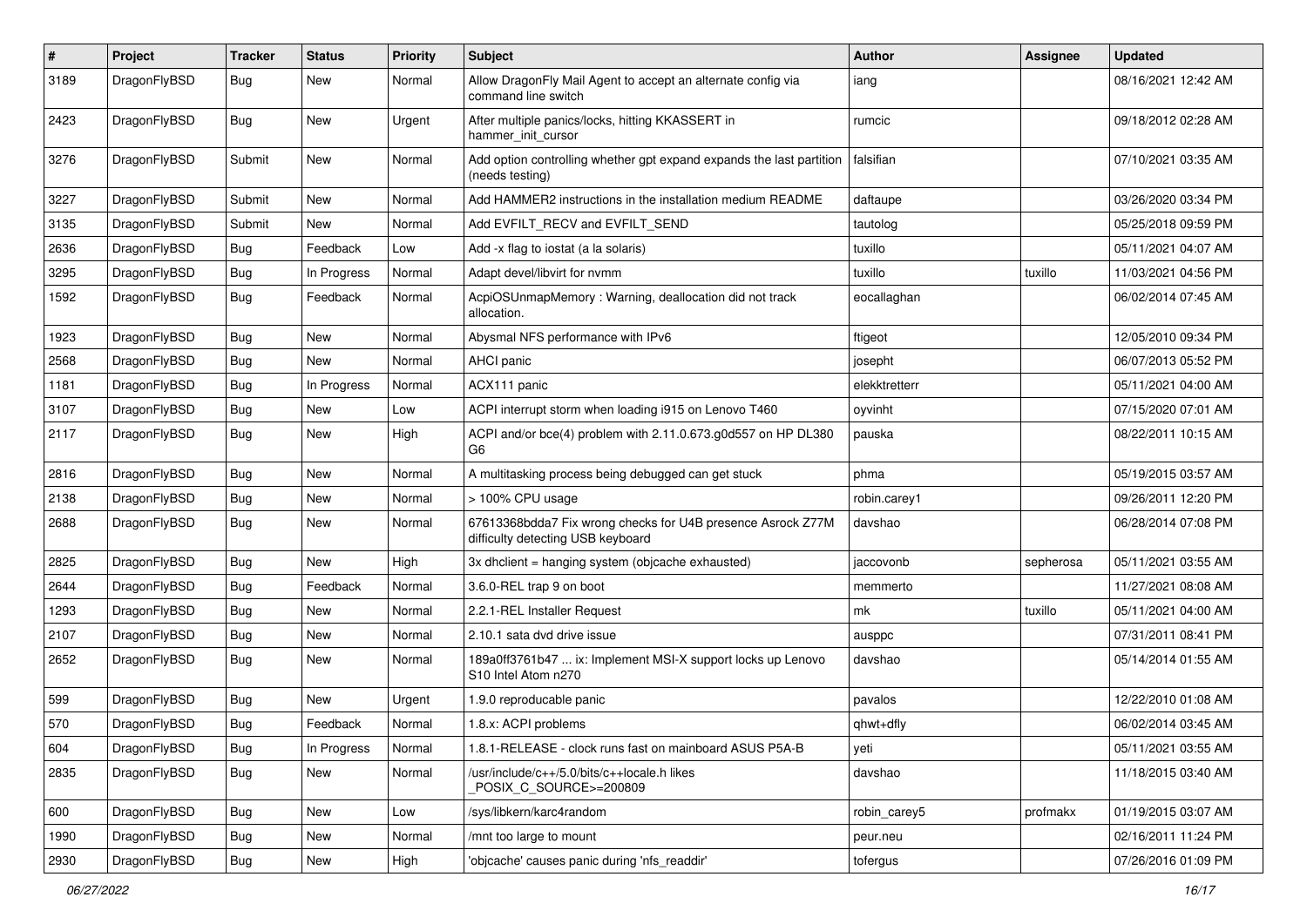| # | Project | Tracker | Status | Priority | Subject | Author | Assignee | Updated |
|---|---|---|---|---|---|---|---|---|
| 3189 | DragonFlyBSD | Bug | New | Normal | Allow DragonFly Mail Agent to accept an alternate config via command line switch | iang | | 08/16/2021 12:42 AM |
| 2423 | DragonFlyBSD | Bug | New | Urgent | After multiple panics/locks, hitting KKASSERT in hammer_init_cursor | rumcic | | 09/18/2012 02:28 AM |
| 3276 | DragonFlyBSD | Submit | New | Normal | Add option controlling whether gpt expand expands the last partition (needs testing) | falsifian | | 07/10/2021 03:35 AM |
| 3227 | DragonFlyBSD | Submit | New | Normal | Add HAMMER2 instructions in the installation medium README | daftaupe | | 03/26/2020 03:34 PM |
| 3135 | DragonFlyBSD | Submit | New | Normal | Add EVFILT_RECV and EVFILT_SEND | tautolog | | 05/25/2018 09:59 PM |
| 2636 | DragonFlyBSD | Bug | Feedback | Low | Add -x flag to iostat (a la solaris) | tuxillo | | 05/11/2021 04:07 AM |
| 3295 | DragonFlyBSD | Bug | In Progress | Normal | Adapt devel/libvirt for nvmm | tuxillo | tuxillo | 11/03/2021 04:56 PM |
| 1592 | DragonFlyBSD | Bug | Feedback | Normal | AcpiOSUnmapMemory : Warning, deallocation did not track allocation. | eocallaghan | | 06/02/2014 07:45 AM |
| 1923 | DragonFlyBSD | Bug | New | Normal | Abysmal NFS performance with IPv6 | ftigeot | | 12/05/2010 09:34 PM |
| 2568 | DragonFlyBSD | Bug | New | Normal | AHCI panic | josepht | | 06/07/2013 05:52 PM |
| 1181 | DragonFlyBSD | Bug | In Progress | Normal | ACX111 panic | elekktretterr | | 05/11/2021 04:00 AM |
| 3107 | DragonFlyBSD | Bug | New | Low | ACPI interrupt storm when loading i915 on Lenovo T460 | oyvinht | | 07/15/2020 07:01 AM |
| 2117 | DragonFlyBSD | Bug | New | High | ACPI and/or bce(4) problem with 2.11.0.673.g0d557 on HP DL380 G6 | pauska | | 08/22/2011 10:15 AM |
| 2816 | DragonFlyBSD | Bug | New | Normal | A multitasking process being debugged can get stuck | phma | | 05/19/2015 03:57 AM |
| 2138 | DragonFlyBSD | Bug | New | Normal | > 100% CPU usage | robin.carey1 | | 09/26/2011 12:20 PM |
| 2688 | DragonFlyBSD | Bug | New | Normal | 67613368bdda7 Fix wrong checks for U4B presence Asrock Z77M difficulty detecting USB keyboard | davshao | | 06/28/2014 07:08 PM |
| 2825 | DragonFlyBSD | Bug | New | High | 3x dhclient = hanging system (objcache exhausted) | jaccovonb | sepherosa | 05/11/2021 03:55 AM |
| 2644 | DragonFlyBSD | Bug | Feedback | Normal | 3.6.0-REL trap 9 on boot | memmerto | | 11/27/2021 08:08 AM |
| 1293 | DragonFlyBSD | Bug | New | Normal | 2.2.1-REL Installer Request | mk | tuxillo | 05/11/2021 04:00 AM |
| 2107 | DragonFlyBSD | Bug | New | Normal | 2.10.1 sata dvd drive issue | ausppc | | 07/31/2011 08:41 PM |
| 2652 | DragonFlyBSD | Bug | New | Normal | 189a0ff3761b47 ... ix: Implement MSI-X support locks up Lenovo S10 Intel Atom n270 | davshao | | 05/14/2014 01:55 AM |
| 599 | DragonFlyBSD | Bug | New | Urgent | 1.9.0 reproducable panic | pavalos | | 12/22/2010 01:08 AM |
| 570 | DragonFlyBSD | Bug | Feedback | Normal | 1.8.x: ACPI problems | qhwt+dfly | | 06/02/2014 03:45 AM |
| 604 | DragonFlyBSD | Bug | In Progress | Normal | 1.8.1-RELEASE - clock runs fast on mainboard ASUS P5A-B | yeti | | 05/11/2021 03:55 AM |
| 2835 | DragonFlyBSD | Bug | New | Normal | /usr/include/c++/5.0/bits/c++locale.h likes _POSIX_C_SOURCE>=200809 | davshao | | 11/18/2015 03:40 AM |
| 600 | DragonFlyBSD | Bug | New | Low | /sys/libkern/karc4random | robin_carey5 | profmakx | 01/19/2015 03:07 AM |
| 1990 | DragonFlyBSD | Bug | New | Normal | /mnt too large to mount | peur.neu | | 02/16/2011 11:24 PM |
| 2930 | DragonFlyBSD | Bug | New | High | 'objcache' causes panic during 'nfs_readdir' | tofergus | | 07/26/2016 01:09 PM |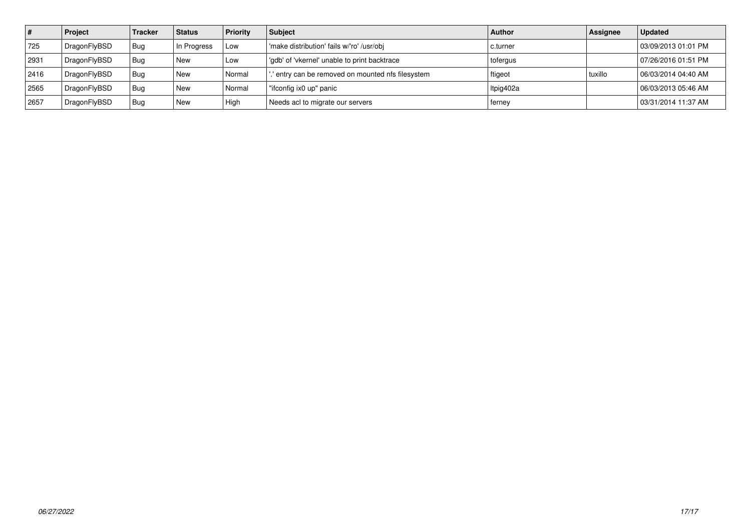| # | Project | Tracker | Status | Priority | Subject | Author | Assignee | Updated |
|---|---|---|---|---|---|---|---|---|
| 725 | DragonFlyBSD | Bug | In Progress | Low | 'make distribution' fails w/'ro' /usr/obj | c.turner | | 03/09/2013 01:01 PM |
| 2931 | DragonFlyBSD | Bug | New | Low | 'gdb' of 'vkernel' unable to print backtrace | tofergus | | 07/26/2016 01:51 PM |
| 2416 | DragonFlyBSD | Bug | New | Normal | '.' entry can be removed on mounted nfs filesystem | ftigeot | tuxillo | 06/03/2014 04:40 AM |
| 2565 | DragonFlyBSD | Bug | New | Normal | "ifconfig ix0 up" panic | ltpig402a | | 06/03/2013 05:46 AM |
| 2657 | DragonFlyBSD | Bug | New | High | Needs acl to migrate our servers | ferney | | 03/31/2014 11:37 AM |